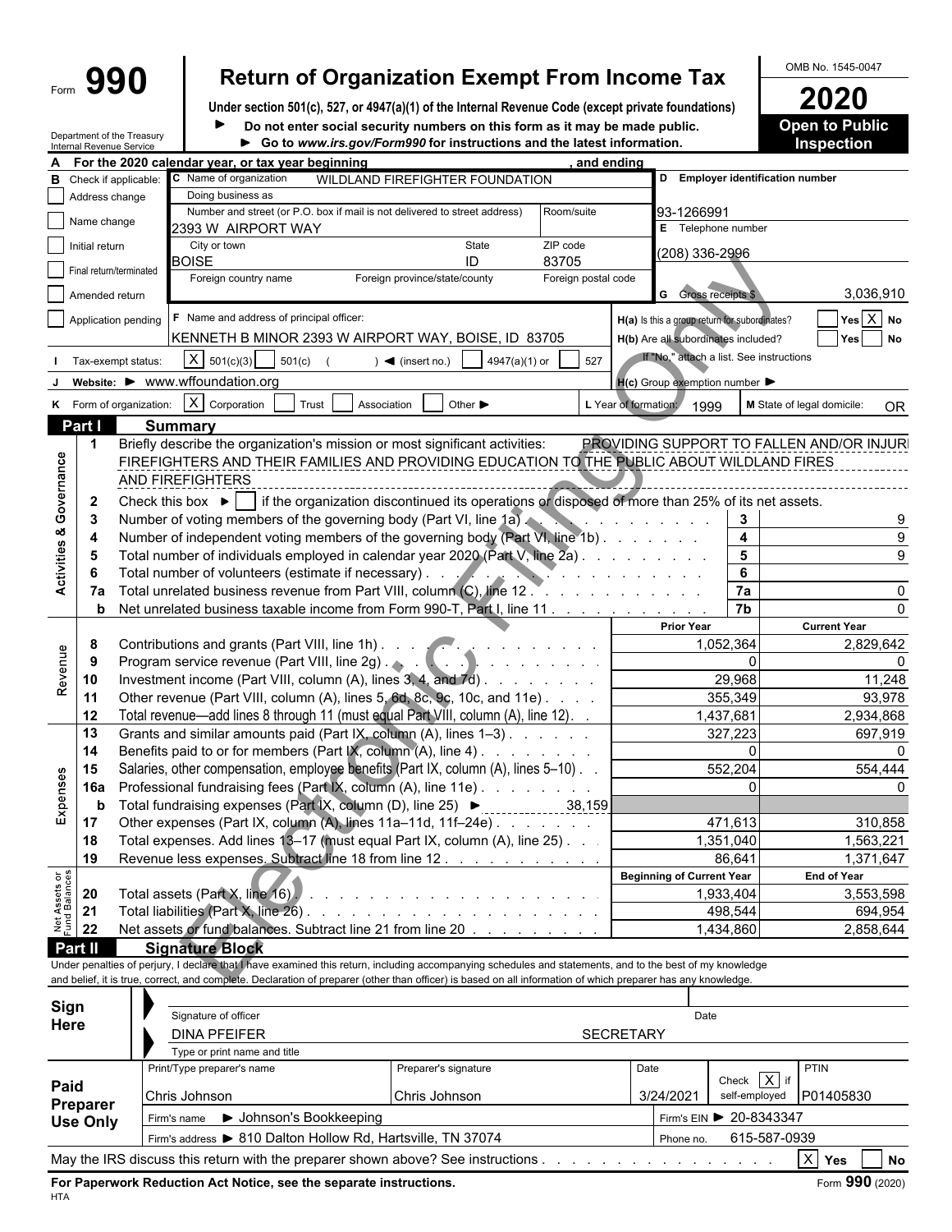Form **990**

# Return of Organization Exempt From Income Tax

**Under section 501(c), 527, or 4947(a)(1) of the Internal Revenue Code (except private foundations)**

► **Do not enter social security numbers on this form as it may be made public.**

► **Go to *www.irs.gov/Form990* for instructions and the latest information.**

Department of the Treasury
Internal Revenue Service

OMB No. 1545-0047

**2020**

**Open to Public Inspection**

**A** For the 2020 calendar year, or tax year beginning , and ending

**B** Check if applicable:
- ☐ Address change
- ☐ Name change
- ☐ Initial return
- ☐ Final return/terminated
- ☐ Amended return
- ☐ Application pending

**C** Name of organization: WILDLAND FIREFIGHTER FOUNDATION

Doing business as

Number and street (or P.O. box if mail is not delivered to street address): 2393 W AIRPORT WAY | Room/suite

City or town: BOISE | State: ID | ZIP code: 83705

Foreign country name | Foreign province/state/county | Foreign postal code

**D** Employer identification number: 93-1266991

**E** Telephone number: (208) 336-2996

**G** Gross receipts $ 3,036,910

**F** Name and address of principal officer: KENNETH B MINOR 2393 W AIRPORT WAY, BOISE, ID 83705

**H(a)** Is this a group return for subordinates? ☐ Yes ☒ No

**H(b)** Are all subordinates included? ☐ Yes ☐ No

If "No," attach a list. See instructions

**I** Tax-exempt status: ☒ 501(c)(3) ☐ 501(c) ( ) ◄ (insert no.) ☐ 4947(a)(1) or ☐ 527

**J** Website: ► www.wffoundation.org

**H(c)** Group exemption number ►

**K** Form of organization: ☒ Corporation ☐ Trust ☐ Association ☐ Other ►

**L** Year of formation: 1999

**M** State of legal domicile: OR

## Part I Summary

**Activities & Governance**

1 Briefly describe the organization's mission or most significant activities: PROVIDING SUPPORT TO FALLEN AND/OR INJURED FIREFIGHTERS AND THEIR FAMILIES AND PROVIDING EDUCATION TO THE PUBLIC ABOUT WILDLAND FIRES AND FIREFIGHTERS

2 Check this box ► ☐ if the organization discontinued its operations or disposed of more than 25% of its net assets.

| | | Line | Value |
|---|---|---|---|
| 3 | Number of voting members of the governing body (Part VI, line 1a) | 3 | 9 |
| 4 | Number of independent voting members of the governing body (Part VI, line 1b) | 4 | 9 |
| 5 | Total number of individuals employed in calendar year 2020 (Part V, line 2a) | 5 | 9 |
| 6 | Total number of volunteers (estimate if necessary) | 6 | |
| 7a | Total unrelated business revenue from Part VIII, column (C), line 12 | 7a | 0 |
| b | Net unrelated business taxable income from Form 990-T, Part I, line 11 | 7b | 0 |

| | | | Prior Year | Current Year |
|---|---|---|---|---|
| **Revenue** | 8 | Contributions and grants (Part VIII, line 1h) | 1,052,364 | 2,829,642 |
| | 9 | Program service revenue (Part VIII, line 2g) | 0 | 0 |
| | 10 | Investment income (Part VIII, column (A), lines 3, 4, and 7d) | 29,968 | 11,248 |
| | 11 | Other revenue (Part VIII, column (A), lines 5, 6d, 8c, 9c, 10c, and 11e) | 355,349 | 93,978 |
| | 12 | Total revenue—add lines 8 through 11 (must equal Part VIII, column (A), line 12) | 1,437,681 | 2,934,868 |
| **Expenses** | 13 | Grants and similar amounts paid (Part IX, column (A), lines 1–3) | 327,223 | 697,919 |
| | 14 | Benefits paid to or for members (Part IX, column (A), line 4) | 0 | 0 |
| | 15 | Salaries, other compensation, employee benefits (Part IX, column (A), lines 5–10) | 552,204 | 554,444 |
| | 16a | Professional fundraising fees (Part IX, column (A), line 11e) | 0 | 0 |
| | b | Total fundraising expenses (Part IX, column (D), line 25) ► 38,159 | | |
| | 17 | Other expenses (Part IX, column (A), lines 11a–11d, 11f–24e) | 471,613 | 310,858 |
| | 18 | Total expenses. Add lines 13–17 (must equal Part IX, column (A), line 25) | 1,351,040 | 1,563,221 |
| | 19 | Revenue less expenses. Subtract line 18 from line 12 | 86,641 | 1,371,647 |

| | | | Beginning of Current Year | End of Year |
|---|---|---|---|---|
| **Net Assets or Fund Balances** | 20 | Total assets (Part X, line 16) | 1,933,404 | 3,553,598 |
| | 21 | Total liabilities (Part X, line 26) | 498,544 | 694,954 |
| | 22 | Net assets or fund balances. Subtract line 21 from line 20 | 1,434,860 | 2,858,644 |

## Part II Signature Block

Under penalties of perjury, I declare that I have examined this return, including accompanying schedules and statements, and to the best of my knowledge and belief, it is true, correct, and complete. Declaration of preparer (other than officer) is based on all information of which preparer has any knowledge.

**Sign Here**

Signature of officer | Date

DINA PFEIFER SECRETARY

Type or print name and title

**Paid Preparer Use Only**

| Print/Type preparer's name | Preparer's signature | Date | Check ☒ if self-employed | PTIN |
|---|---|---|---|---|
| Chris Johnson | Chris Johnson | 3/24/2021 | | P01405830 |

Firm's name ► Johnson's Bookkeeping | Firm's EIN ► 20-8343347

Firm's address ► 810 Dalton Hollow Rd, Hartsville, TN 37074 | Phone no. 615-587-0939

May the IRS discuss this return with the preparer shown above? See instructions ☒ Yes ☐ No

**For Paperwork Reduction Act Notice, see the separate instructions.** Form **990** (2020)

HTA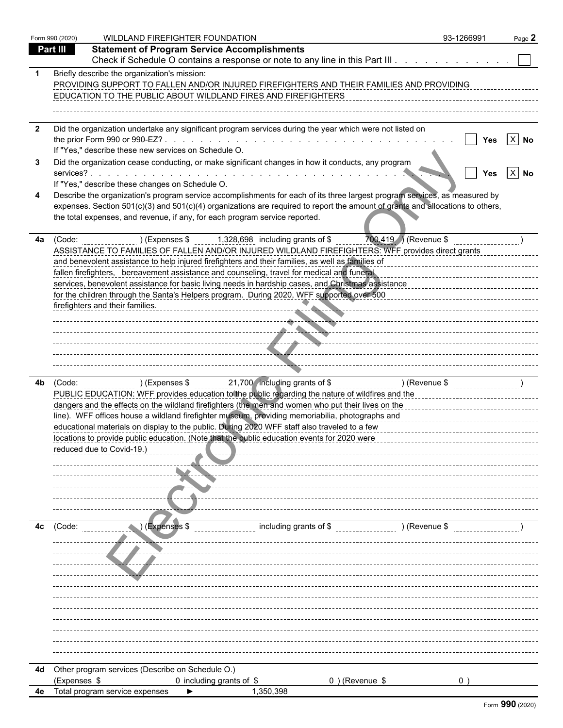Form 990 (2020) WILDLAND FIREFIGHTER FOUNDATION 93-1266991

## Part III Statement of Program Service Accomplishments

Check if Schedule O contains a response or note to any line in this Part III . . . . . . . . . . . . ☐

**1** Briefly describe the organization's mission:

PROVIDING SUPPORT TO FALLEN AND/OR INJURED FIREFIGHTERS AND THEIR FAMILIES AND PROVIDING EDUCATION TO THE PUBLIC ABOUT WILDLAND FIRES AND FIREFIGHTERS

**2** Did the organization undertake any significant program services during the year which were not listed on the prior Form 990 or 990-EZ? . . . . . . . . . . . . . . . . . . . . . . . . . . . . . ☐ Yes ☒ No

If "Yes," describe these new services on Schedule O.

**3** Did the organization cease conducting, or make significant changes in how it conducts, any program services? . . . . . . . . . . . . . . . . . . . . . . . . . . . . . . . . . . . . . ☐ Yes ☒ No

If "Yes," describe these changes on Schedule O.

**4** Describe the organization's program service accomplishments for each of its three largest program services, as measured by expenses. Section 501(c)(3) and 501(c)(4) organizations are required to report the amount of grants and allocations to others, the total expenses, and revenue, if any, for each program service reported.

**4a** (Code: ) (Expenses $ 1,328,698 including grants of $ 700,419 ) (Revenue $ )

ASSISTANCE TO FAMILIES OF FALLEN AND/OR INJURED WILDLAND FIREFIGHTERS: WFF provides direct grants and benevolent assistance to help injured firefighters and their families, as well as families of fallen firefighters, bereavement assistance and counseling, travel for medical and funeral services, benevolent assistance for basic living needs in hardship cases, and Christmas assistance for the children through the Santa's Helpers program. During 2020, WFF supported over 500 firefighters and their families.

**4b** (Code: ) (Expenses $ 21,700 including grants of $ ) (Revenue $ )

PUBLIC EDUCATION: WFF provides education to the public regarding the nature of wildfires and the dangers and the effects on the wildland firefighters (the men and women who put their lives on the line). WFF offices house a wildland firefighter museum, providing memoriabilia, photographs and educational materials on display to the public. During 2020 WFF staff also traveled to a few locations to provide public education. (Note that the public education events for 2020 were reduced due to Covid-19.)

**4c** (Code: ) (Expenses $ including grants of $ ) (Revenue $ )

**4d** Other program services (Describe on Schedule O.)

(Expenses $ 0 including grants of $ 0 ) (Revenue $ 0 )

**4e** Total program service expenses ► 1,350,398

Form **990** (2020)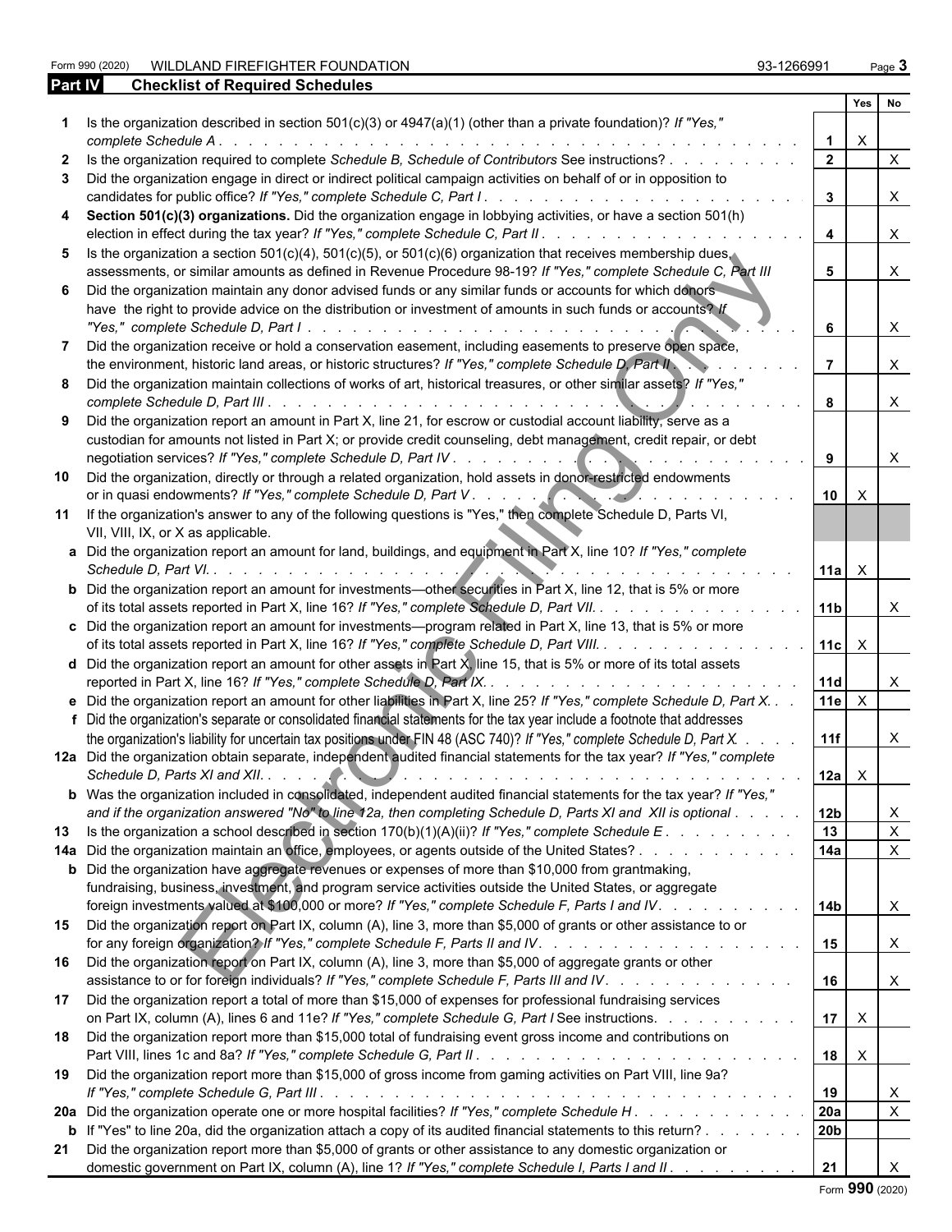Form 990 (2020) WILDLAND FIREFIGHTER FOUNDATION 93-1266991

## Part IV Checklist of Required Schedules

| | | | Yes | No |
|---|---|---|---|---|
| **1** | Is the organization described in section 501(c)(3) or 4947(a)(1) (other than a private foundation)? *If "Yes," complete Schedule A* | 1 | X | |
| **2** | Is the organization required to complete *Schedule B, Schedule of Contributors* See instructions? | 2 | | X |
| **3** | Did the organization engage in direct or indirect political campaign activities on behalf of or in opposition to candidates for public office? *If "Yes," complete Schedule C, Part I* | 3 | | X |
| **4** | **Section 501(c)(3) organizations.** Did the organization engage in lobbying activities, or have a section 501(h) election in effect during the tax year? *If "Yes," complete Schedule C, Part II* | 4 | | X |
| **5** | Is the organization a section 501(c)(4), 501(c)(5), or 501(c)(6) organization that receives membership dues, assessments, or similar amounts as defined in Revenue Procedure 98-19? *If "Yes," complete Schedule C, Part III* | 5 | | X |
| **6** | Did the organization maintain any donor advised funds or any similar funds or accounts for which donors have the right to provide advice on the distribution or investment of amounts in such funds or accounts? *If "Yes," complete Schedule D, Part I* | 6 | | X |
| **7** | Did the organization receive or hold a conservation easement, including easements to preserve open space, the environment, historic land areas, or historic structures? *If "Yes," complete Schedule D, Part II* | 7 | | X |
| **8** | Did the organization maintain collections of works of art, historical treasures, or other similar assets? *If "Yes," complete Schedule D, Part III* | 8 | | X |
| **9** | Did the organization report an amount in Part X, line 21, for escrow or custodial account liability, serve as a custodian for amounts not listed in Part X; or provide credit counseling, debt management, credit repair, or debt negotiation services? *If "Yes," complete Schedule D, Part IV* | 9 | | X |
| **10** | Did the organization, directly or through a related organization, hold assets in donor-restricted endowments or in quasi endowments? *If "Yes," complete Schedule D, Part V* | 10 | X | |
| **11** | If the organization's answer to any of the following questions is "Yes," then complete Schedule D, Parts VI, VII, VIII, IX, or X as applicable. | | | |
| **a** | Did the organization report an amount for land, buildings, and equipment in Part X, line 10? *If "Yes," complete Schedule D, Part VI.* | 11a | X | |
| **b** | Did the organization report an amount for investments—other securities in Part X, line 12, that is 5% or more of its total assets reported in Part X, line 16? *If "Yes," complete Schedule D, Part VII.* | 11b | | X |
| **c** | Did the organization report an amount for investments—program related in Part X, line 13, that is 5% or more of its total assets reported in Part X, line 16? *If "Yes," complete Schedule D, Part VIII.* | 11c | X | |
| **d** | Did the organization report an amount for other assets in Part X, line 15, that is 5% or more of its total assets reported in Part X, line 16? *If "Yes," complete Schedule D, Part IX.* | 11d | | X |
| **e** | Did the organization report an amount for other liabilities in Part X, line 25? *If "Yes," complete Schedule D, Part X.* | 11e | X | |
| **f** | Did the organization's separate or consolidated financial statements for the tax year include a footnote that addresses the organization's liability for uncertain tax positions under FIN 48 (ASC 740)? *If "Yes," complete Schedule D, Part X.* | 11f | | X |
| **12a** | Did the organization obtain separate, independent audited financial statements for the tax year? *If "Yes," complete Schedule D, Parts XI and XII.* | 12a | X | |
| **b** | Was the organization included in consolidated, independent audited financial statements for the tax year? *If "Yes," and if the organization answered "No" to line 12a, then completing Schedule D, Parts XI and XII is optional* | 12b | | X |
| **13** | Is the organization a school described in section 170(b)(1)(A)(ii)? *If "Yes," complete Schedule E* | 13 | | X |
| **14a** | Did the organization maintain an office, employees, or agents outside of the United States? | 14a | | X |
| **b** | Did the organization have aggregate revenues or expenses of more than $10,000 from grantmaking, fundraising, business, investment, and program service activities outside the United States, or aggregate foreign investments valued at $100,000 or more? *If "Yes," complete Schedule F, Parts I and IV.* | 14b | | X |
| **15** | Did the organization report on Part IX, column (A), line 3, more than $5,000 of grants or other assistance to or for any foreign organization? *If "Yes," complete Schedule F, Parts II and IV.* | 15 | | X |
| **16** | Did the organization report on Part IX, column (A), line 3, more than $5,000 of aggregate grants or other assistance to or for foreign individuals? *If "Yes," complete Schedule F, Parts III and IV.* | 16 | | X |
| **17** | Did the organization report a total of more than $15,000 of expenses for professional fundraising services on Part IX, column (A), lines 6 and 11e? *If "Yes," complete Schedule G, Part I* See instructions. | 17 | X | |
| **18** | Did the organization report more than $15,000 total of fundraising event gross income and contributions on Part VIII, lines 1c and 8a? *If "Yes," complete Schedule G, Part II* | 18 | X | |
| **19** | Did the organization report more than $15,000 of gross income from gaming activities on Part VIII, line 9a? *If "Yes," complete Schedule G, Part III* | 19 | | X |
| **20a** | Did the organization operate one or more hospital facilities? *If "Yes," complete Schedule H* | 20a | | X |
| **b** | If "Yes" to line 20a, did the organization attach a copy of its audited financial statements to this return? | 20b | | |
| **21** | Did the organization report more than $5,000 of grants or other assistance to any domestic organization or domestic government on Part IX, column (A), line 1? *If "Yes," complete Schedule I, Parts I and II* | 21 | | X |

Form **990** (2020)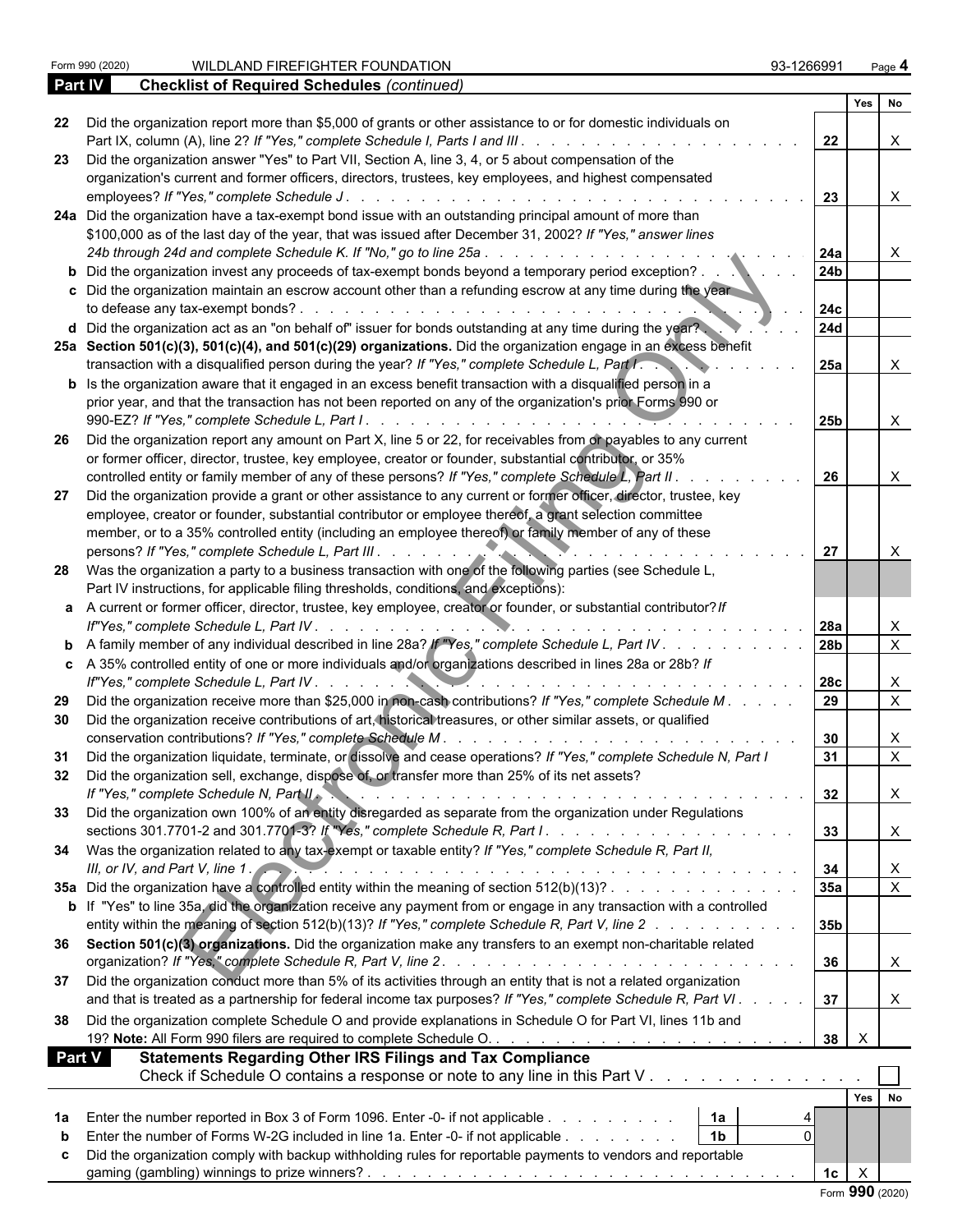Form 990 (2020) WILDLAND FIREFIGHTER FOUNDATION 93-1266991

## Part IV Checklist of Required Schedules *(continued)*

| | | Line | Yes | No |
|---|---|---|---|---|
| 22 | Did the organization report more than $5,000 of grants or other assistance to or for domestic individuals on Part IX, column (A), line 2? *If "Yes," complete Schedule I, Parts I and III* | 22 | | X |
| 23 | Did the organization answer "Yes" to Part VII, Section A, line 3, 4, or 5 about compensation of the organization's current and former officers, directors, trustees, key employees, and highest compensated employees? *If "Yes," complete Schedule J* | 23 | | X |
| 24a | Did the organization have a tax-exempt bond issue with an outstanding principal amount of more than $100,000 as of the last day of the year, that was issued after December 31, 2002? *If "Yes," answer lines 24b through 24d and complete Schedule K. If "No," go to line 25a* | 24a | | X |
| b | Did the organization invest any proceeds of tax-exempt bonds beyond a temporary period exception? | 24b | | |
| c | Did the organization maintain an escrow account other than a refunding escrow at any time during the year to defease any tax-exempt bonds? | 24c | | |
| d | Did the organization act as an "on behalf of" issuer for bonds outstanding at any time during the year? | 24d | | |
| 25a | **Section 501(c)(3), 501(c)(4), and 501(c)(29) organizations.** Did the organization engage in an excess benefit transaction with a disqualified person during the year? *If "Yes," complete Schedule L, Part I* | 25a | | X |
| b | Is the organization aware that it engaged in an excess benefit transaction with a disqualified person in a prior year, and that the transaction has not been reported on any of the organization's prior Forms 990 or 990-EZ? *If "Yes," complete Schedule L, Part I* | 25b | | X |
| 26 | Did the organization report any amount on Part X, line 5 or 22, for receivables from or payables to any current or former officer, director, trustee, key employee, creator or founder, substantial contributor, or 35% controlled entity or family member of any of these persons? *If "Yes," complete Schedule L, Part II* | 26 | | X |
| 27 | Did the organization provide a grant or other assistance to any current or former officer, director, trustee, key employee, creator or founder, substantial contributor or employee thereof, a grant selection committee member, or to a 35% controlled entity (including an employee thereof) or family member of any of these persons? *If "Yes," complete Schedule L, Part III* | 27 | | X |
| 28 | Was the organization a party to a business transaction with one of the following parties (see Schedule L, Part IV instructions, for applicable filing thresholds, conditions, and exceptions): | | | |
| a | A current or former officer, director, trustee, key employee, creator or founder, or substantial contributor? *If "Yes," complete Schedule L, Part IV* | 28a | | X |
| b | A family member of any individual described in line 28a? *If "Yes," complete Schedule L, Part IV* | 28b | | X |
| c | A 35% controlled entity of one or more individuals and/or organizations described in lines 28a or 28b? *If "Yes," complete Schedule L, Part IV* | 28c | | X |
| 29 | Did the organization receive more than $25,000 in non-cash contributions? *If "Yes," complete Schedule M* | 29 | | X |
| 30 | Did the organization receive contributions of art, historical treasures, or other similar assets, or qualified conservation contributions? *If "Yes," complete Schedule M* | 30 | | X |
| 31 | Did the organization liquidate, terminate, or dissolve and cease operations? *If "Yes," complete Schedule N, Part I* | 31 | | X |
| 32 | Did the organization sell, exchange, dispose of, or transfer more than 25% of its net assets? *If "Yes," complete Schedule N, Part II* | 32 | | X |
| 33 | Did the organization own 100% of an entity disregarded as separate from the organization under Regulations sections 301.7701-2 and 301.7701-3? *If "Yes," complete Schedule R, Part I* | 33 | | X |
| 34 | Was the organization related to any tax-exempt or taxable entity? *If "Yes," complete Schedule R, Part II, III, or IV, and Part V, line 1* | 34 | | X |
| 35a | Did the organization have a controlled entity within the meaning of section 512(b)(13)? | 35a | | X |
| b | If "Yes" to line 35a, did the organization receive any payment from or engage in any transaction with a controlled entity within the meaning of section 512(b)(13)? *If "Yes," complete Schedule R, Part V, line 2* | 35b | | |
| 36 | **Section 501(c)(3) organizations.** Did the organization make any transfers to an exempt non-charitable related organization? *If "Yes," complete Schedule R, Part V, line 2* | 36 | | X |
| 37 | Did the organization conduct more than 5% of its activities through an entity that is not a related organization and that is treated as a partnership for federal income tax purposes? *If "Yes," complete Schedule R, Part VI* | 37 | | X |
| 38 | Did the organization complete Schedule O and provide explanations in Schedule O for Part VI, lines 11b and 19? **Note:** All Form 990 filers are required to complete Schedule O. | 38 | X | |

## Part V Statements Regarding Other IRS Filings and Tax Compliance

Check if Schedule O contains a response or note to any line in this Part V ☐

| | | | | Line | Yes | No |
|---|---|---|---|---|---|---|
| 1a | Enter the number reported in Box 3 of Form 1096. Enter -0- if not applicable | 1a | 4 | | | |
| b | Enter the number of Forms W-2G included in line 1a. Enter -0- if not applicable | 1b | 0 | | | |
| c | Did the organization comply with backup withholding rules for reportable payments to vendors and reportable gaming (gambling) winnings to prize winners? | | | 1c | X | |

Form **990** (2020)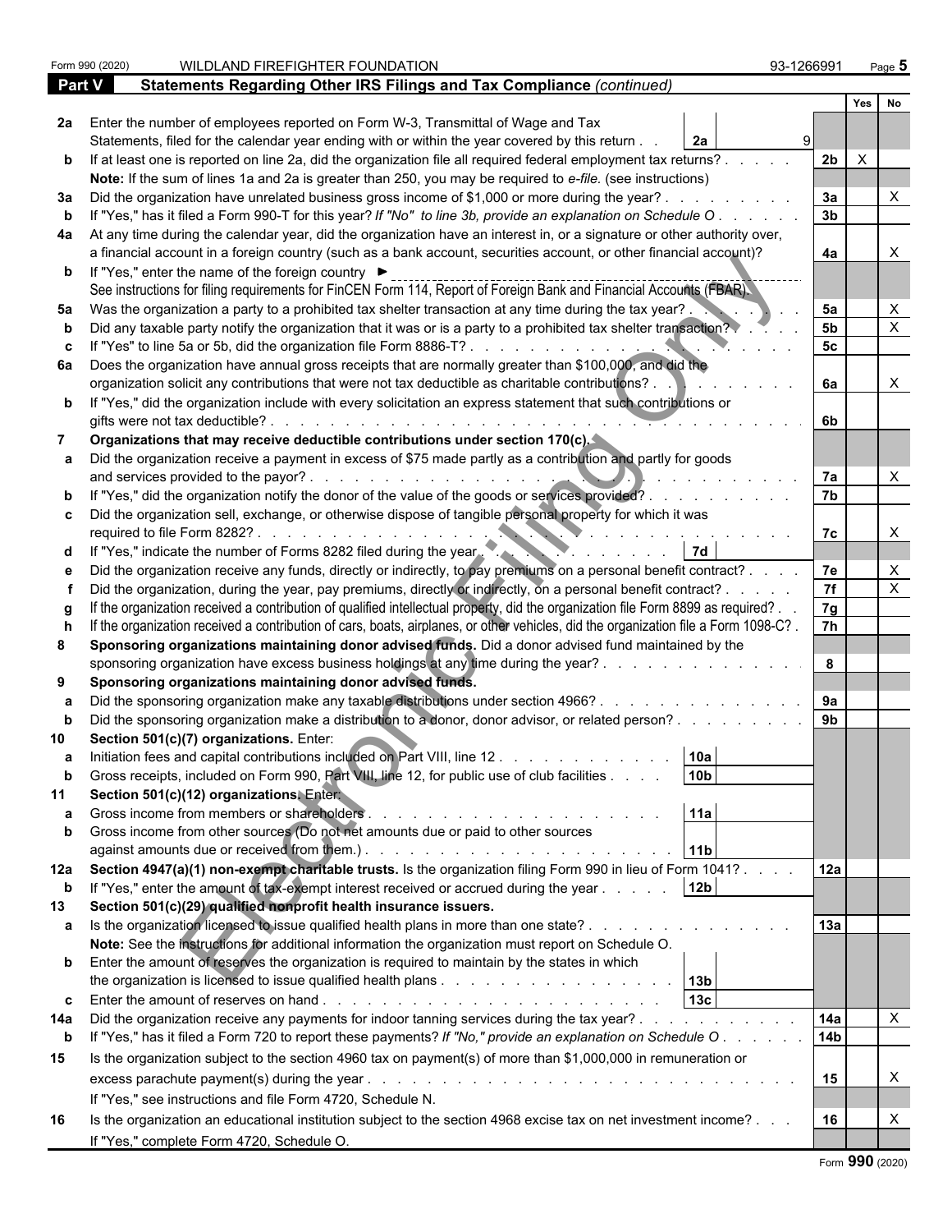Form 990 (2020) WILDLAND FIREFIGHTER FOUNDATION 93-1266991

## Part V Statements Regarding Other IRS Filings and Tax Compliance *(continued)*

| | | | | Yes | No |
|---|---|---|---|---|---|
| **2a** | Enter the number of employees reported on Form W-3, Transmittal of Wage and Tax Statements, filed for the calendar year ending with or within the year covered by this return . . **2a** 9 | | | | |
| **b** | If at least one is reported on line 2a, did the organization file all required federal employment tax returns? | | **2b** | X | |
| | **Note:** If the sum of lines 1a and 2a is greater than 250, you may be required to *e-file.* (see instructions) | | | | |
| **3a** | Did the organization have unrelated business gross income of $1,000 or more during the year? | | **3a** | | X |
| **b** | If "Yes," has it filed a Form 990-T for this year? *If "No" to line 3b, provide an explanation on Schedule O* | | **3b** | | |
| **4a** | At any time during the calendar year, did the organization have an interest in, or a signature or other authority over, a financial account in a foreign country (such as a bank account, securities account, or other financial account)? | | **4a** | | X |
| **b** | If "Yes," enter the name of the foreign country ► See instructions for filing requirements for FinCEN Form 114, Report of Foreign Bank and Financial Accounts (FBAR). | | | | |
| **5a** | Was the organization a party to a prohibited tax shelter transaction at any time during the tax year? | | **5a** | | X |
| **b** | Did any taxable party notify the organization that it was or is a party to a prohibited tax shelter transaction? | | **5b** | | X |
| **c** | If "Yes" to line 5a or 5b, did the organization file Form 8886-T? | | **5c** | | |
| **6a** | Does the organization have annual gross receipts that are normally greater than $100,000, and did the organization solicit any contributions that were not tax deductible as charitable contributions? | | **6a** | | X |
| **b** | If "Yes," did the organization include with every solicitation an express statement that such contributions or gifts were not tax deductible? | | **6b** | | |
| **7** | **Organizations that may receive deductible contributions under section 170(c).** | | | | |
| **a** | Did the organization receive a payment in excess of $75 made partly as a contribution and partly for goods and services provided to the payor? | | **7a** | | X |
| **b** | If "Yes," did the organization notify the donor of the value of the goods or services provided? | | **7b** | | |
| **c** | Did the organization sell, exchange, or otherwise dispose of tangible personal property for which it was required to file Form 8282? | | **7c** | | X |
| **d** | If "Yes," indicate the number of Forms 8282 filed during the year | **7d** | | | |
| **e** | Did the organization receive any funds, directly or indirectly, to pay premiums on a personal benefit contract? | | **7e** | | X |
| **f** | Did the organization, during the year, pay premiums, directly or indirectly, on a personal benefit contract? | | **7f** | | X |
| **g** | If the organization received a contribution of qualified intellectual property, did the organization file Form 8899 as required? | | **7g** | | |
| **h** | If the organization received a contribution of cars, boats, airplanes, or other vehicles, did the organization file a Form 1098-C? | | **7h** | | |
| **8** | **Sponsoring organizations maintaining donor advised funds.** Did a donor advised fund maintained by the sponsoring organization have excess business holdings at any time during the year? | | **8** | | |
| **9** | **Sponsoring organizations maintaining donor advised funds.** | | | | |
| **a** | Did the sponsoring organization make any taxable distributions under section 4966? | | **9a** | | |
| **b** | Did the sponsoring organization make a distribution to a donor, donor advisor, or related person? | | **9b** | | |
| **10** | **Section 501(c)(7) organizations.** Enter: | | | | |
| **a** | Initiation fees and capital contributions included on Part VIII, line 12 | **10a** | | | |
| **b** | Gross receipts, included on Form 990, Part VIII, line 12, for public use of club facilities | **10b** | | | |
| **11** | **Section 501(c)(12) organizations.** Enter: | | | | |
| **a** | Gross income from members or shareholders | **11a** | | | |
| **b** | Gross income from other sources (Do not net amounts due or paid to other sources against amounts due or received from them.) | **11b** | | | |
| **12a** | **Section 4947(a)(1) non-exempt charitable trusts.** Is the organization filing Form 990 in lieu of Form 1041? | | **12a** | | |
| **b** | If "Yes," enter the amount of tax-exempt interest received or accrued during the year | **12b** | | | |
| **13** | **Section 501(c)(29) qualified nonprofit health insurance issuers.** | | | | |
| **a** | Is the organization licensed to issue qualified health plans in more than one state? **Note:** See the instructions for additional information the organization must report on Schedule O. | | **13a** | | |
| **b** | Enter the amount of reserves the organization is required to maintain by the states in which the organization is licensed to issue qualified health plans | **13b** | | | |
| **c** | Enter the amount of reserves on hand | **13c** | | | |
| **14a** | Did the organization receive any payments for indoor tanning services during the tax year? | | **14a** | | X |
| **b** | If "Yes," has it filed a Form 720 to report these payments? *If "No," provide an explanation on Schedule O* | | **14b** | | |
| **15** | Is the organization subject to the section 4960 tax on payment(s) of more than $1,000,000 in remuneration or excess parachute payment(s) during the year? If "Yes," see instructions and file Form 4720, Schedule N. | | **15** | | X |
| **16** | Is the organization an educational institution subject to the section 4968 excise tax on net investment income? If "Yes," complete Form 4720, Schedule O. | | **16** | | X |

Form **990** (2020)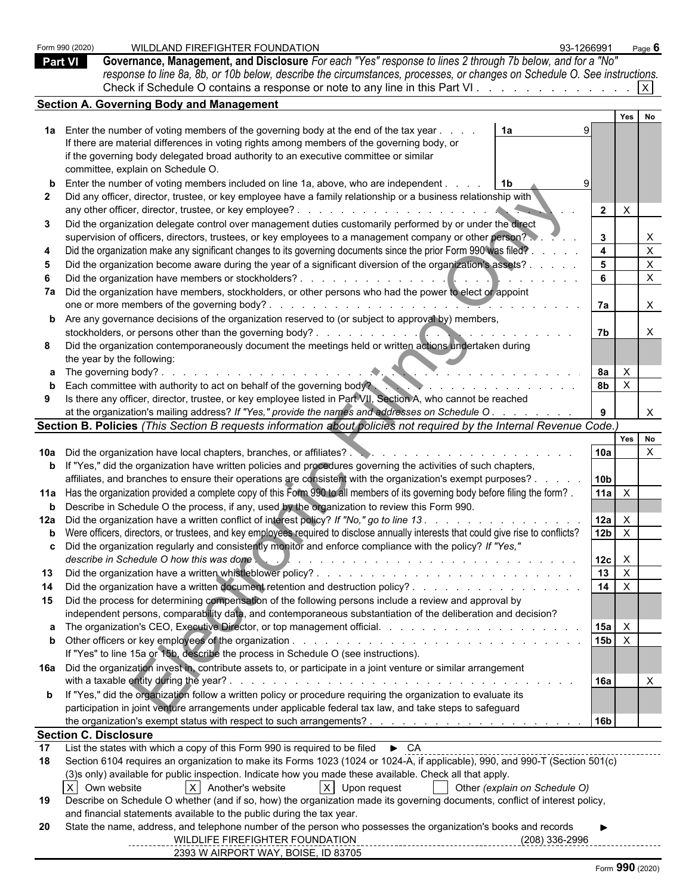Form 990 (2020) WILDLAND FIREFIGHTER FOUNDATION 93-1266991

## Part VI Governance, Management, and Disclosure

*For each "Yes" response to lines 2 through 7b below, and for a "No" response to line 8a, 8b, or 10b below, describe the circumstances, processes, or changes on Schedule O. See instructions.*

Check if Schedule O contains a response or note to any line in this Part VI . . . . . . . . . . . . . [X]

### Section A. Governing Body and Management

| | | | Yes | No |
|---|---|---|---|---|
| **1a** | Enter the number of voting members of the governing body at the end of the tax year . . . . **1a** 9. If there are material differences in voting rights among members of the governing body, or if the governing body delegated broad authority to an executive committee or similar committee, explain on Schedule O. | | | |
| **b** | Enter the number of voting members included on line 1a, above, who are independent . . . . **1b** 9 | | | |
| **2** | Did any officer, director, trustee, or key employee have a family relationship or a business relationship with any other officer, director, trustee, or key employee? | 2 | X | |
| **3** | Did the organization delegate control over management duties customarily performed by or under the direct supervision of officers, directors, trustees, or key employees to a management company or other person? | 3 | | X |
| **4** | Did the organization make any significant changes to its governing documents since the prior Form 990 was filed? | 4 | | X |
| **5** | Did the organization become aware during the year of a significant diversion of the organization's assets? | 5 | | X |
| **6** | Did the organization have members or stockholders? | 6 | | X |
| **7a** | Did the organization have members, stockholders, or other persons who had the power to elect or appoint one or more members of the governing body? | 7a | | X |
| **b** | Are any governance decisions of the organization reserved to (or subject to approval by) members, stockholders, or persons other than the governing body? | 7b | | X |
| **8** | Did the organization contemporaneously document the meetings held or written actions undertaken during the year by the following: | | | |
| **a** | The governing body? | 8a | X | |
| **b** | Each committee with authority to act on behalf of the governing body? | 8b | X | |
| **9** | Is there any officer, director, trustee, or key employee listed in Part VII, Section A, who cannot be reached at the organization's mailing address? *If "Yes," provide the names and addresses on Schedule O* | 9 | | X |

### Section B. Policies *(This Section B requests information about policies not required by the Internal Revenue Code.)*

| | | | Yes | No |
|---|---|---|---|---|
| **10a** | Did the organization have local chapters, branches, or affiliates? | 10a | | X |
| **b** | If "Yes," did the organization have written policies and procedures governing the activities of such chapters, affiliates, and branches to ensure their operations are consistent with the organization's exempt purposes? | 10b | | |
| **11a** | Has the organization provided a complete copy of this Form 990 to all members of its governing body before filing the form? | 11a | X | |
| **b** | Describe in Schedule O the process, if any, used by the organization to review this Form 990. | | | |
| **12a** | Did the organization have a written conflict of interest policy? *If "No," go to line 13* | 12a | X | |
| **b** | Were officers, directors, or trustees, and key employees required to disclose annually interests that could give rise to conflicts? | 12b | X | |
| **c** | Did the organization regularly and consistently monitor and enforce compliance with the policy? *If "Yes," describe in Schedule O how this was done* | 12c | X | |
| **13** | Did the organization have a written whistleblower policy? | 13 | X | |
| **14** | Did the organization have a written document retention and destruction policy? | 14 | X | |
| **15** | Did the process for determining compensation of the following persons include a review and approval by independent persons, comparability data, and contemporaneous substantiation of the deliberation and decision? | | | |
| **a** | The organization's CEO, Executive Director, or top management official. | 15a | X | |
| **b** | Other officers or key employees of the organization. If "Yes" to line 15a or 15b, describe the process in Schedule O (see instructions). | 15b | X | |
| **16a** | Did the organization invest in, contribute assets to, or participate in a joint venture or similar arrangement with a taxable entity during the year? | 16a | | X |
| **b** | If "Yes," did the organization follow a written policy or procedure requiring the organization to evaluate its participation in joint venture arrangements under applicable federal tax law, and take steps to safeguard the organization's exempt status with respect to such arrangements? | 16b | | |

### Section C. Disclosure

**17** List the states with which a copy of this Form 990 is required to be filed ► CA

**18** Section 6104 requires an organization to make its Forms 1023 (1024 or 1024-A, if applicable), 990, and 990-T (Section 501(c)(3)s only) available for public inspection. Indicate how you made these available. Check all that apply.

[X] Own website [X] Another's website [X] Upon request [ ] Other *(explain on Schedule O)*

**19** Describe on Schedule O whether (and if so, how) the organization made its governing documents, conflict of interest policy, and financial statements available to the public during the tax year.

**20** State the name, address, and telephone number of the person who possesses the organization's books and records ►

WILDLIFE FIREFIGHTER FOUNDATION (208) 336-2996
2393 W AIRPORT WAY, BOISE, ID 83705

Form **990** (2020)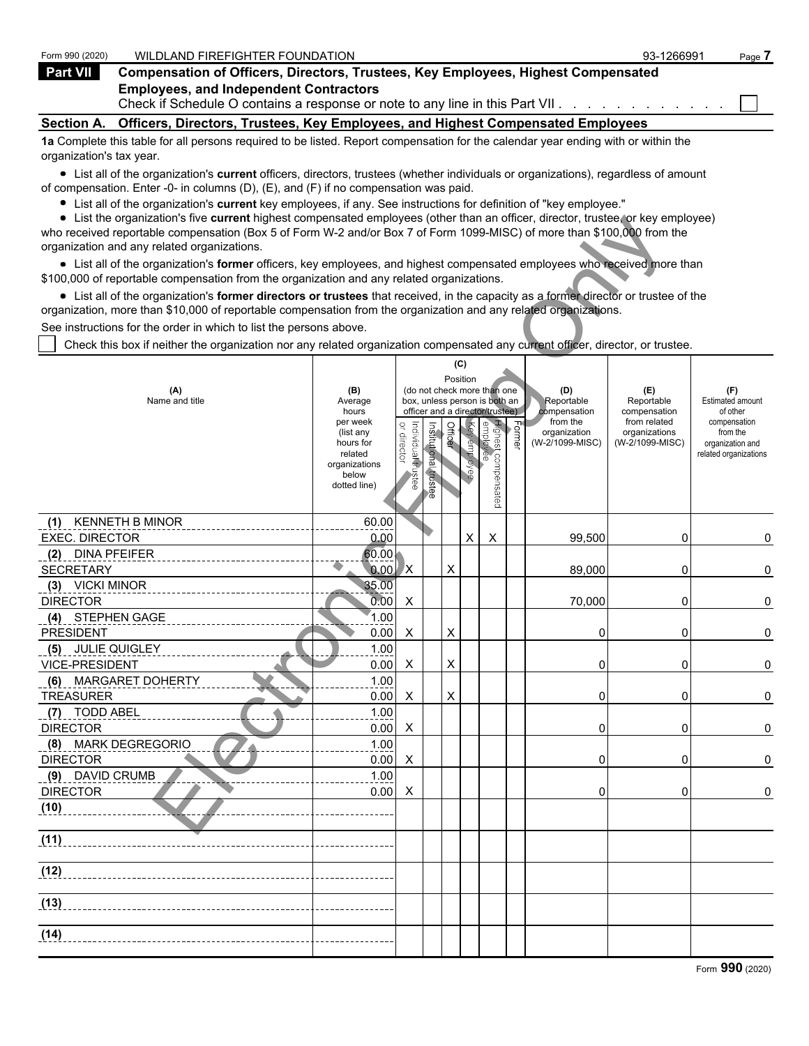Form 990 (2020) WILDLAND FIREFIGHTER FOUNDATION 93-1266991

## Part VII Compensation of Officers, Directors, Trustees, Key Employees, Highest Compensated Employees, and Independent Contractors

Check if Schedule O contains a response or note to any line in this Part VII . . . . . . . . . . . . ☐

### Section A. Officers, Directors, Trustees, Key Employees, and Highest Compensated Employees

**1a** Complete this table for all persons required to be listed. Report compensation for the calendar year ending with or within the organization's tax year.

- List all of the organization's **current** officers, directors, trustees (whether individuals or organizations), regardless of amount of compensation. Enter -0- in columns (D), (E), and (F) if no compensation was paid.
- List all of the organization's **current** key employees, if any. See instructions for definition of "key employee."
- List the organization's five **current** highest compensated employees (other than an officer, director, trustee, or key employee) who received reportable compensation (Box 5 of Form W-2 and/or Box 7 of Form 1099-MISC) of more than $100,000 from the organization and any related organizations.
- List all of the organization's **former** officers, key employees, and highest compensated employees who received more than $100,000 of reportable compensation from the organization and any related organizations.
- List all of the organization's **former directors or trustees** that received, in the capacity as a former director or trustee of the organization, more than $10,000 of reportable compensation from the organization and any related organizations.

See instructions for the order in which to list the persons above.

☐ Check this box if neither the organization nor any related organization compensated any current officer, director, or trustee.

| (A) Name and title | (B) Average hours per week (list any hours for related organizations below dotted line) | (C) Position: Individual trustee or director | Institutional trustee | Officer | Key employee | Highest compensated employee | Former | (D) Reportable compensation from the organization (W-2/1099-MISC) | (E) Reportable compensation from related organizations (W-2/1099-MISC) | (F) Estimated amount of other compensation from the organization and related organizations |
|---|---|---|---|---|---|---|---|---|---|---|
| (1) KENNETH B MINOR<br>EXEC. DIRECTOR | 60.00<br>0.00 | | | | X | X | | 99,500 | 0 | 0 |
| (2) DINA PFEIFER<br>SECRETARY | 60.00<br>0.00 | X | | X | | | | 89,000 | 0 | 0 |
| (3) VICKI MINOR<br>DIRECTOR | 35.00<br>0.00 | X | | | | | | 70,000 | 0 | 0 |
| (4) STEPHEN GAGE<br>PRESIDENT | 1.00<br>0.00 | X | | X | | | | 0 | 0 | 0 |
| (5) JULIE QUIGLEY<br>VICE-PRESIDENT | 1.00<br>0.00 | X | | X | | | | 0 | 0 | 0 |
| (6) MARGARET DOHERTY<br>TREASURER | 1.00<br>0.00 | X | | X | | | | 0 | 0 | 0 |
| (7) TODD ABEL<br>DIRECTOR | 1.00<br>0.00 | X | | | | | | 0 | 0 | 0 |
| (8) MARK DEGREGORIO<br>DIRECTOR | 1.00<br>0.00 | X | | | | | | 0 | 0 | 0 |
| (9) DAVID CRUMB<br>DIRECTOR | 1.00<br>0.00 | X | | | | | | 0 | 0 | 0 |
| (10) | | | | | | | | | | |
| (11) | | | | | | | | | | |
| (12) | | | | | | | | | | |
| (13) | | | | | | | | | | |
| (14) | | | | | | | | | | |

Form **990** (2020)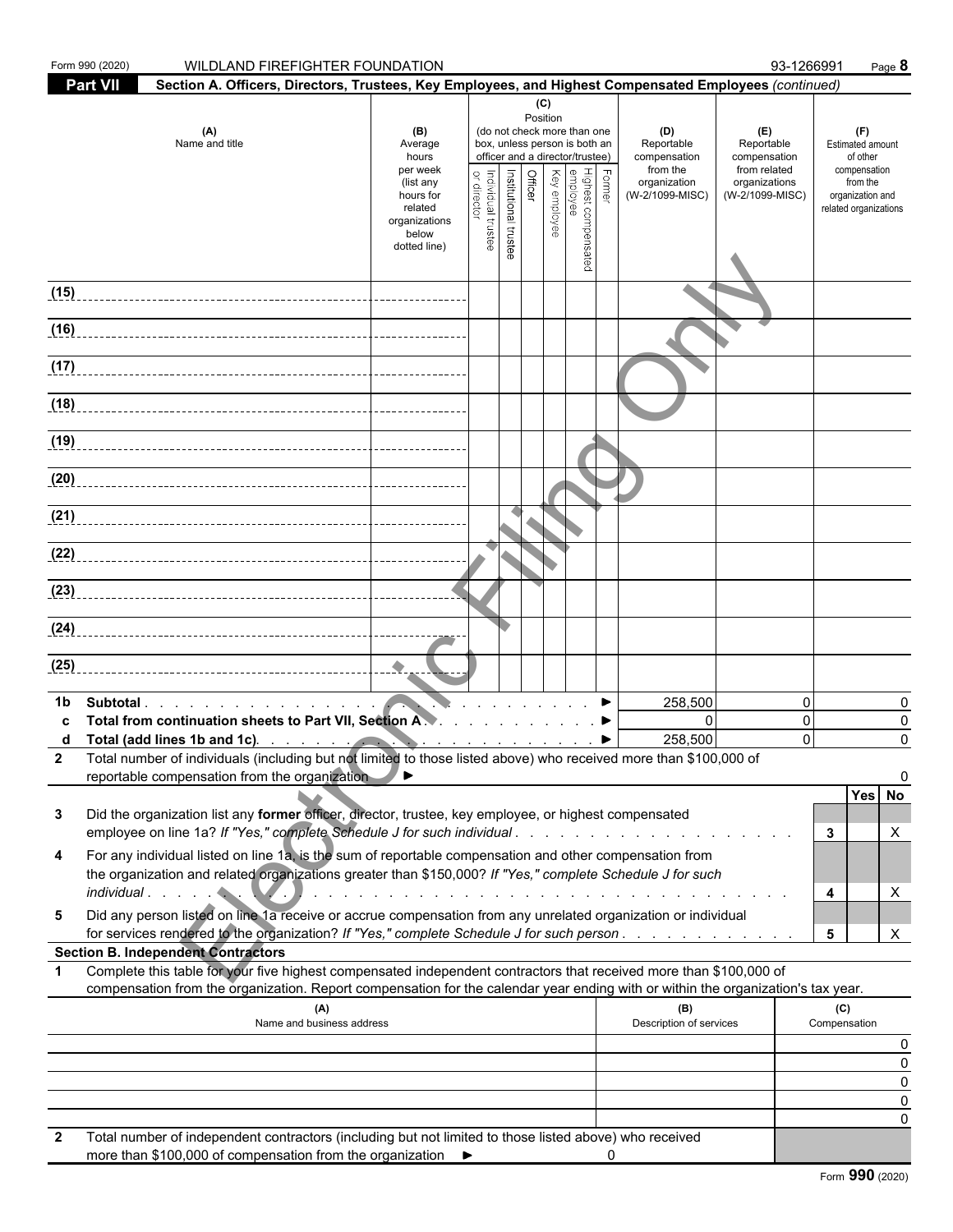Form 990 (2020) WILDLAND FIREFIGHTER FOUNDATION 93-1266991 Page **8**

**Part VII** **Section A. Officers, Directors, Trustees, Key Employees, and Highest Compensated Employees** *(continued)*

| (A) Name and title | (B) Average hours per week (list any hours for related organizations below dotted line) | (C) Position (do not check more than one box, unless person is both an officer and a director/trustee) | | | | | | (D) Reportable compensation from the organization (W-2/1099-MISC) | (E) Reportable compensation from related organizations (W-2/1099-MISC) | (F) Estimated amount of other compensation from the organization and related organizations |
|---|---|---|---|---|---|---|---|---|---|---|
| | | Individual trustee or director | Institutional trustee | Officer | Key employee | Highest compensated employee | Former | | | |
| (15) | | | | | | | | | | |
| (16) | | | | | | | | | | |
| (17) | | | | | | | | | | |
| (18) | | | | | | | | | | |
| (19) | | | | | | | | | | |
| (20) | | | | | | | | | | |
| (21) | | | | | | | | | | |
| (22) | | | | | | | | | | |
| (23) | | | | | | | | | | |
| (24) | | | | | | | | | | |
| (25) | | | | | | | | | | |

| | | (D) | (E) | (F) |
|---|---|---|---|---|
| **1b** | **Subtotal** ▶ | 258,500 | 0 | 0 |
| **c** | **Total from continuation sheets to Part VII, Section A** ▶ | 0 | 0 | 0 |
| **d** | **Total (add lines 1b and 1c)** ▶ | 258,500 | 0 | 0 |

**2** Total number of individuals (including but not limited to those listed above) who received more than $100,000 of reportable compensation from the organization ▶ 0

| | | | Yes | No |
|---|---|---|---|---|
| **3** | Did the organization list any **former** officer, director, trustee, key employee, or highest compensated employee on line 1a? *If "Yes," complete Schedule J for such individual* | 3 | | X |
| **4** | For any individual listed on line 1a, is the sum of reportable compensation and other compensation from the organization and related organizations greater than $150,000? *If "Yes," complete Schedule J for such individual* | 4 | | X |
| **5** | Did any person listed on line 1a receive or accrue compensation from any unrelated organization or individual for services rendered to the organization? *If "Yes," complete Schedule J for such person* | 5 | | X |

**Section B. Independent Contractors**

**1** Complete this table for your five highest compensated independent contractors that received more than $100,000 of compensation from the organization. Report compensation for the calendar year ending with or within the organization's tax year.

| (A) Name and business address | (B) Description of services | (C) Compensation |
|---|---|---|
| | | 0 |
| | | 0 |
| | | 0 |
| | | 0 |
| | | 0 |

**2** Total number of independent contractors (including but not limited to those listed above) who received more than $100,000 of compensation from the organization ▶ 0

Form **990** (2020)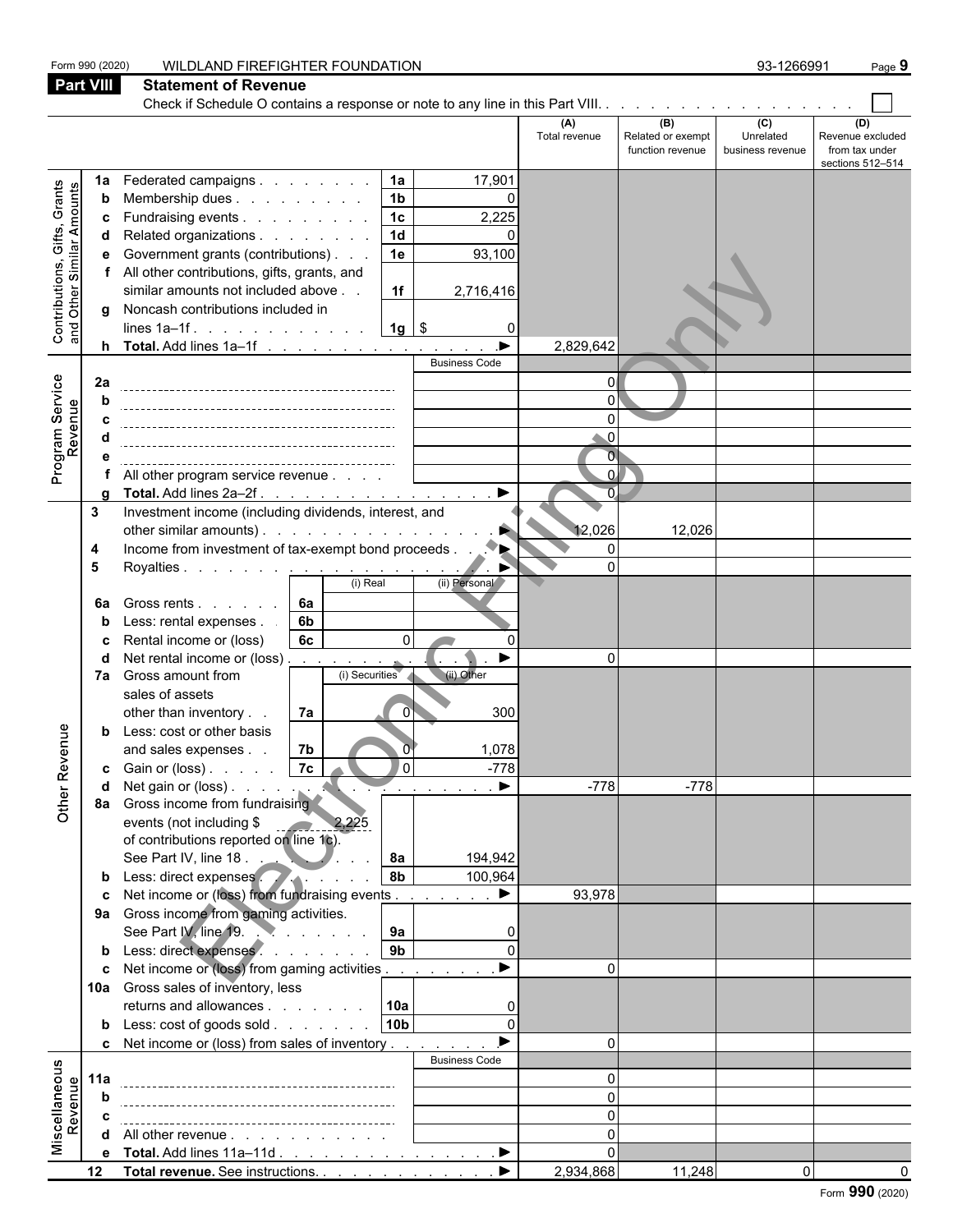Form 990 (2020) WILDLAND FIREFIGHTER FOUNDATION 93-1266991

## Part VIII Statement of Revenue

Check if Schedule O contains a response or note to any line in this Part VIII. . . . . . . . . . . . . . . . . . ☐

| | | | | (A) Total revenue | (B) Related or exempt function revenue | (C) Unrelated business revenue | (D) Revenue excluded from tax under sections 512–514 |
|---|---|---|---|---|---|---|---|
| **Contributions, Gifts, Grants and Other Similar Amounts** | 1a Federated campaigns | 1a | 17,901 | | | | |
| | b Membership dues | 1b | 0 | | | | |
| | c Fundraising events | 1c | 2,225 | | | | |
| | d Related organizations | 1d | 0 | | | | |
| | e Government grants (contributions) | 1e | 93,100 | | | | |
| | f All other contributions, gifts, grants, and similar amounts not included above | 1f | 2,716,416 | | | | |
| | g Noncash contributions included in lines 1a–1f | 1g | $ 0 | | | | |
| | h **Total.** Add lines 1a–1f ▶ | | | 2,829,642 | | | |
| **Program Service Revenue** | | | Business Code | | | | |
| | 2a | | | 0 | | | |
| | b | | | 0 | | | |
| | c | | | 0 | | | |
| | d | | | 0 | | | |
| | e | | | 0 | | | |
| | f All other program service revenue | | | 0 | | | |
| | g **Total.** Add lines 2a–2f ▶ | | | 0 | | | |
| **Other Revenue** | 3 Investment income (including dividends, interest, and other similar amounts) ▶ | | | 12,026 | 12,026 | | |
| | 4 Income from investment of tax-exempt bond proceeds ▶ | | | 0 | | | |
| | 5 Royalties ▶ | | | 0 | | | |
| | | (i) Real | (ii) Personal | | | | |
| | 6a Gross rents | 6a | | | | | |
| | b Less: rental expenses | 6b | | | | | |
| | c Rental income or (loss) | 6c 0 | 0 | | | | |
| | d Net rental income or (loss) ▶ | | | 0 | | | |
| | | (i) Securities | (ii) Other | | | | |
| | 7a Gross amount from sales of assets other than inventory | 7a 0 | 300 | | | | |
| | b Less: cost or other basis and sales expenses | 7b 0 | 1,078 | | | | |
| | c Gain or (loss) | 7c 0 | -778 | | | | |
| | d Net gain or (loss) ▶ | | | -778 | -778 | | |
| | 8a Gross income from fundraising events (not including $ 2,225 of contributions reported on line 1c). See Part IV, line 18 | 8a | 194,942 | | | | |
| | b Less: direct expenses | 8b | 100,964 | | | | |
| | c Net income or (loss) from fundraising events ▶ | | | 93,978 | | | |
| | 9a Gross income from gaming activities. See Part IV, line 19 | 9a | 0 | | | | |
| | b Less: direct expenses | 9b | 0 | | | | |
| | c Net income or (loss) from gaming activities ▶ | | | 0 | | | |
| | 10a Gross sales of inventory, less returns and allowances | 10a | 0 | | | | |
| | b Less: cost of goods sold | 10b | 0 | | | | |
| | c Net income or (loss) from sales of inventory ▶ | | | 0 | | | |
| **Miscellaneous Revenue** | | | Business Code | | | | |
| | 11a | | | 0 | | | |
| | b | | | 0 | | | |
| | c | | | 0 | | | |
| | d All other revenue | | | 0 | | | |
| | e **Total.** Add lines 11a–11d ▶ | | | 0 | | | |
| | 12 **Total revenue.** See instructions. ▶ | | | 2,934,868 | 11,248 | 0 | 0 |

Form **990** (2020)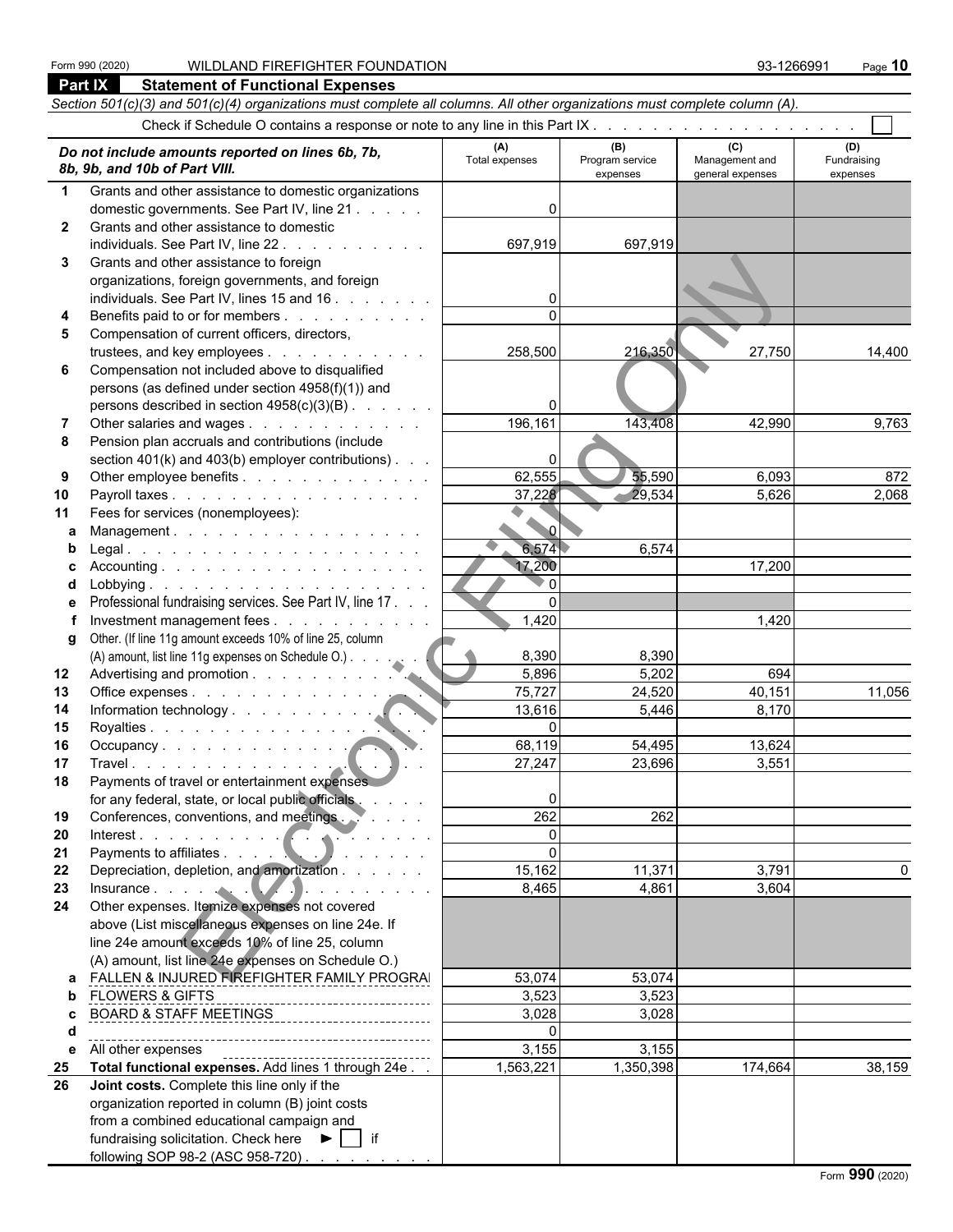Form 990 (2020) WILDLAND FIREFIGHTER FOUNDATION 93-1266991 Page **10**

## Part IX Statement of Functional Expenses

*Section 501(c)(3) and 501(c)(4) organizations must complete all columns. All other organizations must complete column (A).*

Check if Schedule O contains a response or note to any line in this Part IX . . . . . . . . . . . . . . . . . . . . ☐

| *Do not include amounts reported on lines 6b, 7b, 8b, 9b, and 10b of Part VIII.* | (A) Total expenses | (B) Program service expenses | (C) Management and general expenses | (D) Fundraising expenses |
|---|---|---|---|---|
| **1** Grants and other assistance to domestic organizations domestic governments. See Part IV, line 21 | 0 | | | |
| **2** Grants and other assistance to domestic individuals. See Part IV, line 22 | 697,919 | 697,919 | | |
| **3** Grants and other assistance to foreign organizations, foreign governments, and foreign individuals. See Part IV, lines 15 and 16 | 0 | | | |
| **4** Benefits paid to or for members | 0 | | | |
| **5** Compensation of current officers, directors, trustees, and key employees | 258,500 | 216,350 | 27,750 | 14,400 |
| **6** Compensation not included above to disqualified persons (as defined under section 4958(f)(1)) and persons described in section 4958(c)(3)(B) | 0 | | | |
| **7** Other salaries and wages | 196,161 | 143,408 | 42,990 | 9,763 |
| **8** Pension plan accruals and contributions (include section 401(k) and 403(b) employer contributions) | 0 | | | |
| **9** Other employee benefits | 62,555 | 55,590 | 6,093 | 872 |
| **10** Payroll taxes | 37,228 | 29,534 | 5,626 | 2,068 |
| **11** Fees for services (nonemployees): | | | | |
| **a** Management | 0 | | | |
| **b** Legal | 6,574 | 6,574 | | |
| **c** Accounting | 17,200 | | 17,200 | |
| **d** Lobbying | 0 | | | |
| **e** Professional fundraising services. See Part IV, line 17 | 0 | | | |
| **f** Investment management fees | 1,420 | | 1,420 | |
| **g** Other. (If line 11g amount exceeds 10% of line 25, column (A) amount, list line 11g expenses on Schedule O.) | 8,390 | 8,390 | | |
| **12** Advertising and promotion | 5,896 | 5,202 | 694 | |
| **13** Office expenses | 75,727 | 24,520 | 40,151 | 11,056 |
| **14** Information technology | 13,616 | 5,446 | 8,170 | |
| **15** Royalties | 0 | | | |
| **16** Occupancy | 68,119 | 54,495 | 13,624 | |
| **17** Travel | 27,247 | 23,696 | 3,551 | |
| **18** Payments of travel or entertainment expenses for any federal, state, or local public officials | 0 | | | |
| **19** Conferences, conventions, and meetings | 262 | 262 | | |
| **20** Interest | 0 | | | |
| **21** Payments to affiliates | 0 | | | |
| **22** Depreciation, depletion, and amortization | 15,162 | 11,371 | 3,791 | 0 |
| **23** Insurance | 8,465 | 4,861 | 3,604 | |
| **24** Other expenses. Itemize expenses not covered above (List miscellaneous expenses on line 24e. If line 24e amount exceeds 10% of line 25, column (A) amount, list line 24e expenses on Schedule O.) | | | | |
| **a** FALLEN & INJURED FIREFIGHTER FAMILY PROGRAI | 53,074 | 53,074 | | |
| **b** FLOWERS & GIFTS | 3,523 | 3,523 | | |
| **c** BOARD & STAFF MEETINGS | 3,028 | 3,028 | | |
| **d** | 0 | | | |
| **e** All other expenses | 3,155 | 3,155 | | |
| **25 Total functional expenses.** Add lines 1 through 24e | 1,563,221 | 1,350,398 | 174,664 | 38,159 |
| **26 Joint costs.** Complete this line only if the organization reported in column (B) joint costs from a combined educational campaign and fundraising solicitation. Check here ► ☐ if following SOP 98-2 (ASC 958-720) | | | | |

Form **990** (2020)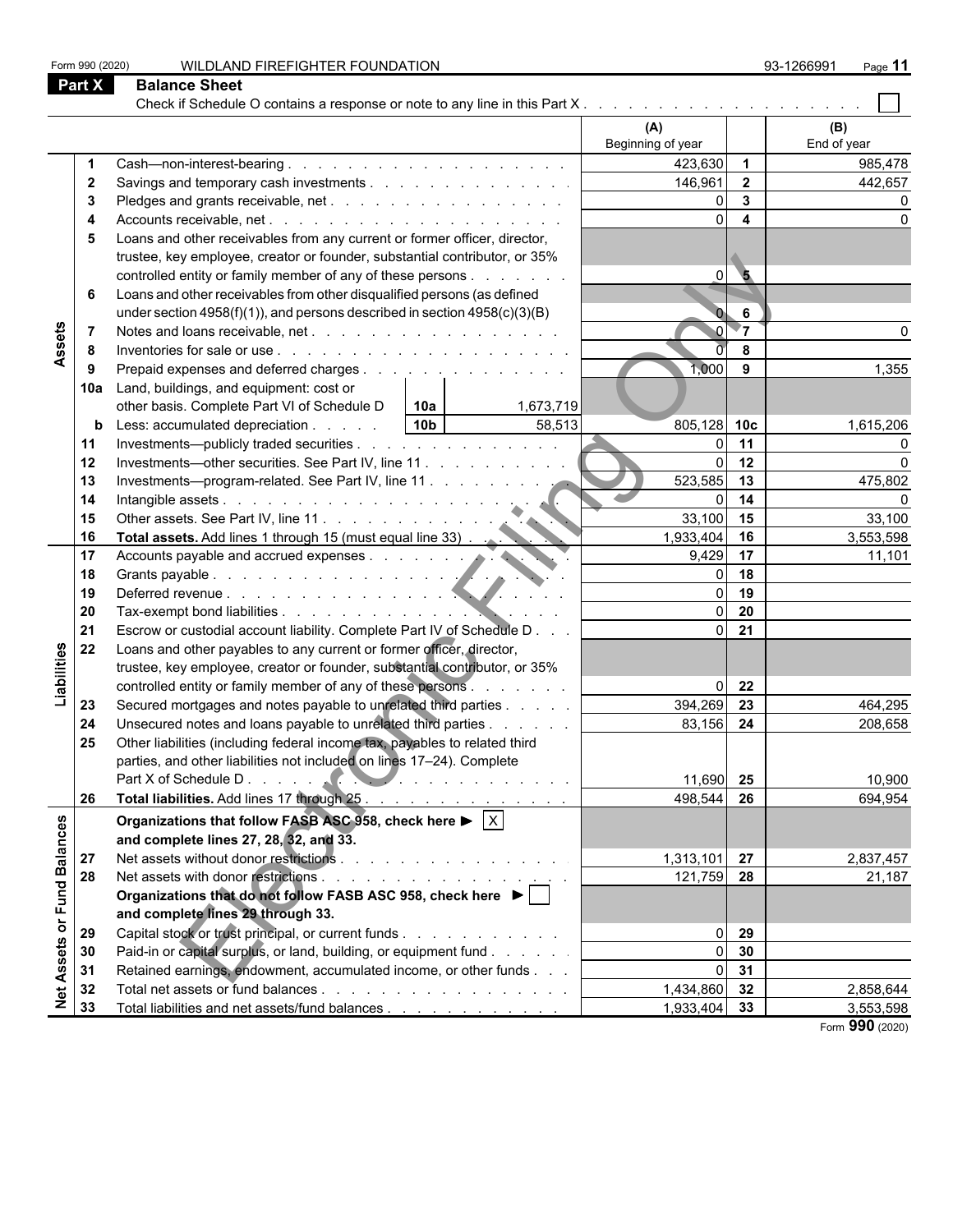Form 990 (2020) WILDLAND FIREFIGHTER FOUNDATION 93-1266991

## Part X Balance Sheet

Check if Schedule O contains a response or note to any line in this Part X . . . . . . . . . . . . . . . . . . . . ☐

| | | | | | (A) Beginning of year | | (B) End of year |
|---|---|---|---|---|---|---|---|
| Assets | 1 | Cash—non-interest-bearing | | | 423,630 | 1 | 985,478 |
| | 2 | Savings and temporary cash investments | | | 146,961 | 2 | 442,657 |
| | 3 | Pledges and grants receivable, net | | | 0 | 3 | 0 |
| | 4 | Accounts receivable, net | | | 0 | 4 | 0 |
| | 5 | Loans and other receivables from any current or former officer, director, trustee, key employee, creator or founder, substantial contributor, or 35% controlled entity or family member of any of these persons | | | 0 | 5 | |
| | 6 | Loans and other receivables from other disqualified persons (as defined under section 4958(f)(1)), and persons described in section 4958(c)(3)(B) | | | 0 | 6 | |
| | 7 | Notes and loans receivable, net | | | 0 | 7 | 0 |
| | 8 | Inventories for sale or use | | | 0 | 8 | |
| | 9 | Prepaid expenses and deferred charges | | | 1,000 | 9 | 1,355 |
| | 10a | Land, buildings, and equipment: cost or other basis. Complete Part VI of Schedule D | 10a | 1,673,719 | | | |
| | b | Less: accumulated depreciation | 10b | 58,513 | 805,128 | 10c | 1,615,206 |
| | 11 | Investments—publicly traded securities | | | 0 | 11 | 0 |
| | 12 | Investments—other securities. See Part IV, line 11 | | | 0 | 12 | 0 |
| | 13 | Investments—program-related. See Part IV, line 11 | | | 523,585 | 13 | 475,802 |
| | 14 | Intangible assets | | | 0 | 14 | 0 |
| | 15 | Other assets. See Part IV, line 11 | | | 33,100 | 15 | 33,100 |
| | 16 | **Total assets.** Add lines 1 through 15 (must equal line 33) | | | 1,933,404 | 16 | 3,553,598 |
| Liabilities | 17 | Accounts payable and accrued expenses | | | 9,429 | 17 | 11,101 |
| | 18 | Grants payable | | | 0 | 18 | |
| | 19 | Deferred revenue | | | 0 | 19 | |
| | 20 | Tax-exempt bond liabilities | | | 0 | 20 | |
| | 21 | Escrow or custodial account liability. Complete Part IV of Schedule D | | | 0 | 21 | |
| | 22 | Loans and other payables to any current or former officer, director, trustee, key employee, creator or founder, substantial contributor, or 35% controlled entity or family member of any of these persons | | | 0 | 22 | |
| | 23 | Secured mortgages and notes payable to unrelated third parties | | | 394,269 | 23 | 464,295 |
| | 24 | Unsecured notes and loans payable to unrelated third parties | | | 83,156 | 24 | 208,658 |
| | 25 | Other liabilities (including federal income tax, payables to related third parties, and other liabilities not included on lines 17–24). Complete Part X of Schedule D | | | 11,690 | 25 | 10,900 |
| | 26 | **Total liabilities.** Add lines 17 through 25 | | | 498,544 | 26 | 694,954 |
| Net Assets or Fund Balances | | **Organizations that follow FASB ASC 958, check here ▶ ☒ and complete lines 27, 28, 32, and 33.** | | | | | |
| | 27 | Net assets without donor restrictions | | | 1,313,101 | 27 | 2,837,457 |
| | 28 | Net assets with donor restrictions | | | 121,759 | 28 | 21,187 |
| | | **Organizations that do not follow FASB ASC 958, check here ▶ ☐ and complete lines 29 through 33.** | | | | | |
| | 29 | Capital stock or trust principal, or current funds | | | 0 | 29 | |
| | 30 | Paid-in or capital surplus, or land, building, or equipment fund | | | 0 | 30 | |
| | 31 | Retained earnings, endowment, accumulated income, or other funds | | | 0 | 31 | |
| | 32 | Total net assets or fund balances | | | 1,434,860 | 32 | 2,858,644 |
| | 33 | Total liabilities and net assets/fund balances | | | 1,933,404 | 33 | 3,553,598 |

Form **990** (2020)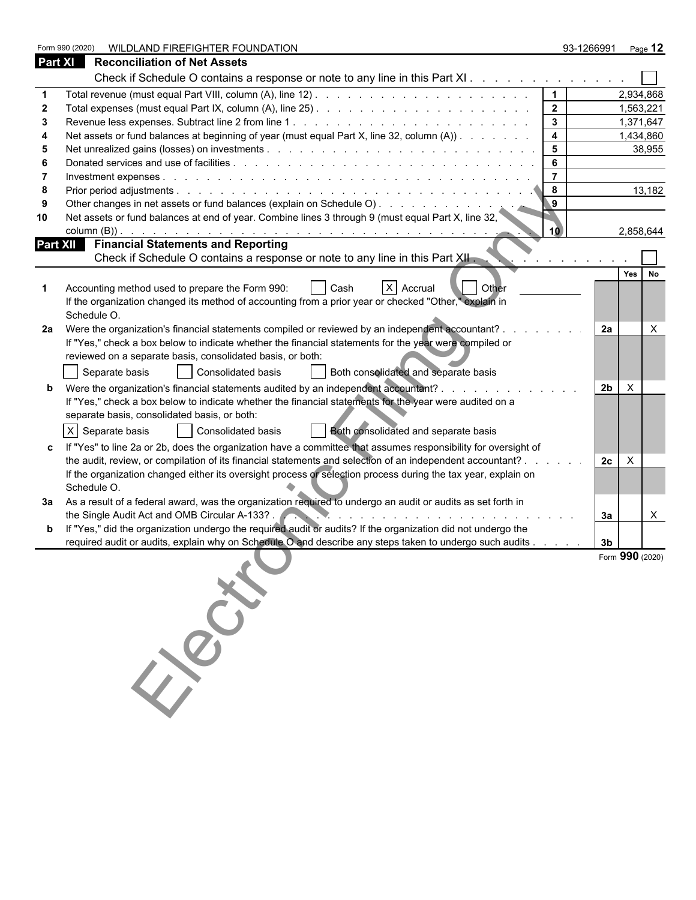Form 990 (2020) WILDLAND FIREFIGHTER FOUNDATION 93-1266991

## Part XI Reconciliation of Net Assets

Check if Schedule O contains a response or note to any line in this Part XI . . . . . . . . . . . . . ☐

| | | | |
|---|---|---|---|
| 1 | Total revenue (must equal Part VIII, column (A), line 12) | 1 | 2,934,868 |
| 2 | Total expenses (must equal Part IX, column (A), line 25) | 2 | 1,563,221 |
| 3 | Revenue less expenses. Subtract line 2 from line 1 | 3 | 1,371,647 |
| 4 | Net assets or fund balances at beginning of year (must equal Part X, line 32, column (A)) | 4 | 1,434,860 |
| 5 | Net unrealized gains (losses) on investments | 5 | 38,955 |
| 6 | Donated services and use of facilities | 6 | |
| 7 | Investment expenses | 7 | |
| 8 | Prior period adjustments | 8 | 13,182 |
| 9 | Other changes in net assets or fund balances (explain on Schedule O) | 9 | |
| 10 | Net assets or fund balances at end of year. Combine lines 3 through 9 (must equal Part X, line 32, column (B)) | 10 | 2,858,644 |

## Part XII Financial Statements and Reporting

Check if Schedule O contains a response or note to any line in this Part XII . . . . . . . . . . . . . ☐

| | | | Yes | No |
|---|---|---|---|---|
| 1 | Accounting method used to prepare the Form 990: ☐ Cash ☒ Accrual ☐ Other<br>If the organization changed its method of accounting from a prior year or checked "Other," explain in Schedule O. | | | |
| 2a | Were the organization's financial statements compiled or reviewed by an independent accountant?<br>If "Yes," check a box below to indicate whether the financial statements for the year were compiled or reviewed on a separate basis, consolidated basis, or both:<br>☐ Separate basis ☐ Consolidated basis ☐ Both consolidated and separate basis | 2a | | X |
| b | Were the organization's financial statements audited by an independent accountant?<br>If "Yes," check a box below to indicate whether the financial statements for the year were audited on a separate basis, consolidated basis, or both:<br>☒ Separate basis ☐ Consolidated basis ☐ Both consolidated and separate basis | 2b | X | |
| c | If "Yes" to line 2a or 2b, does the organization have a committee that assumes responsibility for oversight of the audit, review, or compilation of its financial statements and selection of an independent accountant?<br>If the organization changed either its oversight process or selection process during the tax year, explain on Schedule O. | 2c | X | |
| 3a | As a result of a federal award, was the organization required to undergo an audit or audits as set forth in the Single Audit Act and OMB Circular A-133? | 3a | | X |
| b | If "Yes," did the organization undergo the required audit or audits? If the organization did not undergo the required audit or audits, explain why on Schedule O and describe any steps taken to undergo such audits | 3b | | |

Form **990** (2020)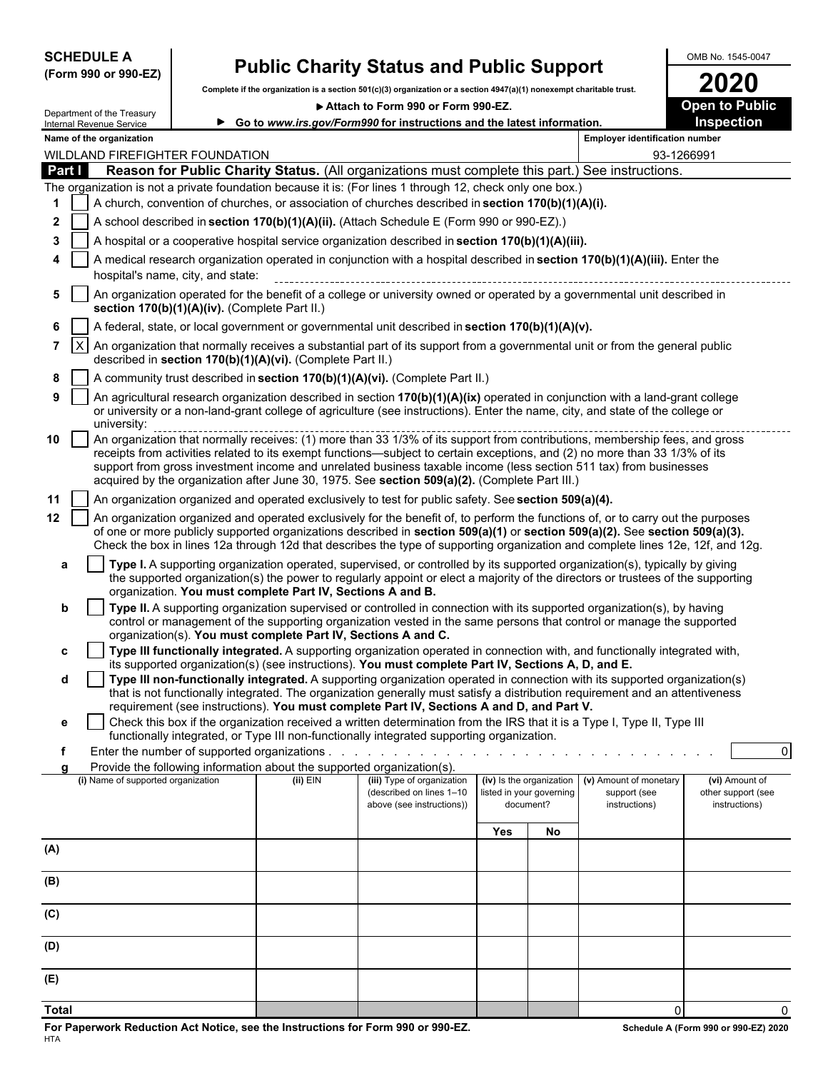**SCHEDULE A**
**(Form 990 or 990-EZ)**

Department of the Treasury
Internal Revenue Service

# Public Charity Status and Public Support

**Complete if the organization is a section 501(c)(3) organization or a section 4947(a)(1) nonexempt charitable trust.**

▶ **Attach to Form 990 or Form 990-EZ.**

▶ **Go to www.irs.gov/Form990 for instructions and the latest information.**

OMB No. 1545-0047

**2020**

**Open to Public Inspection**

**Name of the organization**
WILDLAND FIREFIGHTER FOUNDATION

**Employer identification number**
93-1266991

## Part I Reason for Public Charity Status. (All organizations must complete this part.) See instructions.

The organization is not a private foundation because it is: (For lines 1 through 12, check only one box.)

1. [ ] A church, convention of churches, or association of churches described in **section 170(b)(1)(A)(i).**
2. [ ] A school described in **section 170(b)(1)(A)(ii).** (Attach Schedule E (Form 990 or 990-EZ).)
3. [ ] A hospital or a cooperative hospital service organization described in **section 170(b)(1)(A)(iii).**
4. [ ] A medical research organization operated in conjunction with a hospital described in **section 170(b)(1)(A)(iii).** Enter the hospital's name, city, and state:
5. [ ] An organization operated for the benefit of a college or university owned or operated by a governmental unit described in **section 170(b)(1)(A)(iv).** (Complete Part II.)
6. [ ] A federal, state, or local government or governmental unit described in **section 170(b)(1)(A)(v).**
7. [X] An organization that normally receives a substantial part of its support from a governmental unit or from the general public described in **section 170(b)(1)(A)(vi).** (Complete Part II.)
8. [ ] A community trust described in **section 170(b)(1)(A)(vi).** (Complete Part II.)
9. [ ] An agricultural research organization described in section **170(b)(1)(A)(ix)** operated in conjunction with a land-grant college or university or a non-land-grant college of agriculture (see instructions). Enter the name, city, and state of the college or university:
10. [ ] An organization that normally receives: (1) more than 33 1/3% of its support from contributions, membership fees, and gross receipts from activities related to its exempt functions—subject to certain exceptions, and (2) no more than 33 1/3% of its support from gross investment income and unrelated business taxable income (less section 511 tax) from businesses acquired by the organization after June 30, 1975. See **section 509(a)(2).** (Complete Part III.)
11. [ ] An organization organized and operated exclusively to test for public safety. See **section 509(a)(4).**
12. [ ] An organization organized and operated exclusively for the benefit of, to perform the functions of, or to carry out the purposes of one or more publicly supported organizations described in **section 509(a)(1)** or **section 509(a)(2).** See **section 509(a)(3).** Check the box in lines 12a through 12d that describes the type of supporting organization and complete lines 12e, 12f, and 12g.

   a [ ] **Type I.** A supporting organization operated, supervised, or controlled by its supported organization(s), typically by giving the supported organization(s) the power to regularly appoint or elect a majority of the directors or trustees of the supporting organization. **You must complete Part IV, Sections A and B.**

   b [ ] **Type II.** A supporting organization supervised or controlled in connection with its supported organization(s), by having control or management of the supporting organization vested in the same persons that control or manage the supported organization(s). **You must complete Part IV, Sections A and C.**

   c [ ] **Type III functionally integrated.** A supporting organization operated in connection with, and functionally integrated with, its supported organization(s) (see instructions). **You must complete Part IV, Sections A, D, and E.**

   d [ ] **Type III non-functionally integrated.** A supporting organization operated in connection with its supported organization(s) that is not functionally integrated. The organization generally must satisfy a distribution requirement and an attentiveness requirement (see instructions). **You must complete Part IV, Sections A and D, and Part V.**

   e [ ] Check this box if the organization received a written determination from the IRS that it is a Type I, Type II, Type III functionally integrated, or Type III non-functionally integrated supporting organization.

   f Enter the number of supported organizations . . . . . 0

   g Provide the following information about the supported organization(s).

| (i) Name of supported organization | (ii) EIN | (iii) Type of organization (described on lines 1–10 above (see instructions)) | (iv) Is the organization listed in your governing document? | | (v) Amount of monetary support (see instructions) | (vi) Amount of other support (see instructions) |
|---|---|---|---|---|---|---|
| | | | Yes | No | | |
| (A) | | | | | | |
| (B) | | | | | | |
| (C) | | | | | | |
| (D) | | | | | | |
| (E) | | | | | | |
| Total | | | | | 0 | 0 |

**For Paperwork Reduction Act Notice, see the Instructions for Form 990 or 990-EZ.**
HTA

**Schedule A (Form 990 or 990-EZ) 2020**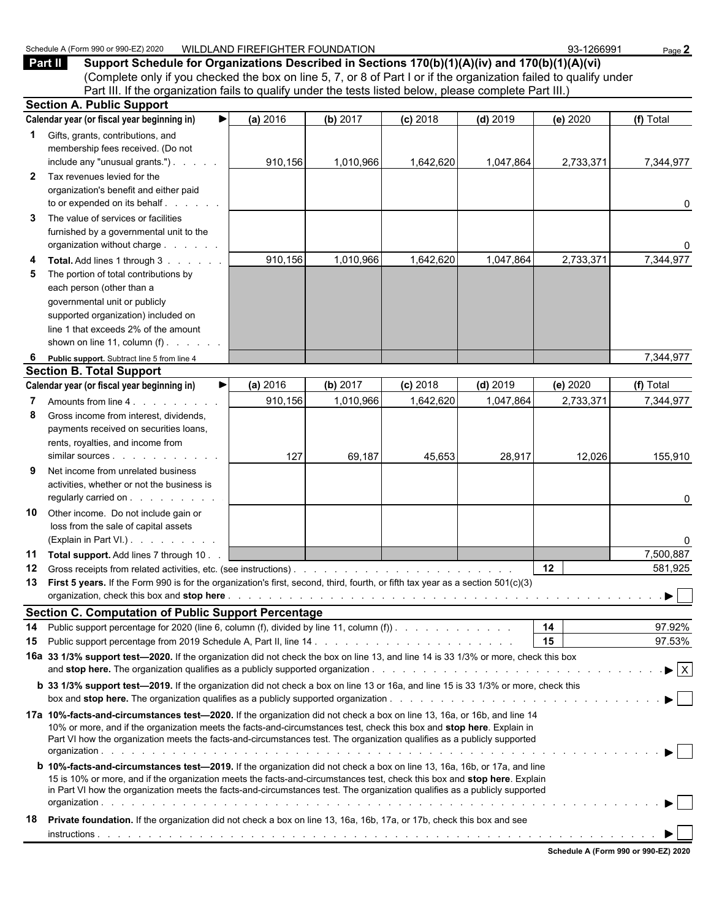Schedule A (Form 990 or 990-EZ) 2020 WILDLAND FIREFIGHTER FOUNDATION 93-1266991

## Part II Support Schedule for Organizations Described in Sections 170(b)(1)(A)(iv) and 170(b)(1)(A)(vi)

(Complete only if you checked the box on line 5, 7, or 8 of Part I or if the organization failed to qualify under Part III. If the organization fails to qualify under the tests listed below, please complete Part III.)

### Section A. Public Support

| Calendar year (or fiscal year beginning in) ▶ | (a) 2016 | (b) 2017 | (c) 2018 | (d) 2019 | (e) 2020 | (f) Total |
|---|---|---|---|---|---|---|
| **1** Gifts, grants, contributions, and membership fees received. (Do not include any "unusual grants.") | 910,156 | 1,010,966 | 1,642,620 | 1,047,864 | 2,733,371 | 7,344,977 |
| **2** Tax revenues levied for the organization's benefit and either paid to or expended on its behalf | | | | | | 0 |
| **3** The value of services or facilities furnished by a governmental unit to the organization without charge | | | | | | 0 |
| **4 Total.** Add lines 1 through 3 | 910,156 | 1,010,966 | 1,642,620 | 1,047,864 | 2,733,371 | 7,344,977 |
| **5** The portion of total contributions by each person (other than a governmental unit or publicly supported organization) included on line 1 that exceeds 2% of the amount shown on line 11, column (f) | | | | | | |
| **6 Public support.** Subtract line 5 from line 4 | | | | | | 7,344,977 |

### Section B. Total Support

| Calendar year (or fiscal year beginning in) ▶ | (a) 2016 | (b) 2017 | (c) 2018 | (d) 2019 | (e) 2020 | (f) Total |
|---|---|---|---|---|---|---|
| **7** Amounts from line 4 | 910,156 | 1,010,966 | 1,642,620 | 1,047,864 | 2,733,371 | 7,344,977 |
| **8** Gross income from interest, dividends, payments received on securities loans, rents, royalties, and income from similar sources | 127 | 69,187 | 45,653 | 28,917 | 12,026 | 155,910 |
| **9** Net income from unrelated business activities, whether or not the business is regularly carried on | | | | | | 0 |
| **10** Other income. Do not include gain or loss from the sale of capital assets (Explain in Part VI.) | | | | | | 0 |
| **11 Total support.** Add lines 7 through 10 | | | | | | 7,500,887 |

**12** Gross receipts from related activities, etc. (see instructions) — **12** — 581,925

**13 First 5 years.** If the Form 990 is for the organization's first, second, third, fourth, or fifth tax year as a section 501(c)(3) organization, check this box and **stop here** ▶ ☐

### Section C. Computation of Public Support Percentage

**14** Public support percentage for 2020 (line 6, column (f), divided by line 11, column (f)) — **14** — 97.92%

**15** Public support percentage from 2019 Schedule A, Part II, line 14 — **15** — 97.53%

**16a 33 1/3% support test—2020.** If the organization did not check the box on line 13, and line 14 is 33 1/3% or more, check this box and **stop here.** The organization qualifies as a publicly supported organization ▶ ☒

**b 33 1/3% support test—2019.** If the organization did not check a box on line 13 or 16a, and line 15 is 33 1/3% or more, check this box and **stop here.** The organization qualifies as a publicly supported organization ▶ ☐

**17a 10%-facts-and-circumstances test—2020.** If the organization did not check a box on line 13, 16a, or 16b, and line 14 is 10% or more, and if the organization meets the facts-and-circumstances test, check this box and **stop here**. Explain in Part VI how the organization meets the facts-and-circumstances test. The organization qualifies as a publicly supported organization ▶ ☐

**b 10%-facts-and-circumstances test—2019.** If the organization did not check a box on line 13, 16a, 16b, or 17a, and line 15 is 10% or more, and if the organization meets the facts-and-circumstances test, check this box and **stop here**. Explain in Part VI how the organization meets the facts-and-circumstances test. The organization qualifies as a publicly supported organization ▶ ☐

**18 Private foundation.** If the organization did not check a box on line 13, 16a, 16b, 17a, or 17b, check this box and see instructions ▶ ☐

Schedule A (Form 990 or 990-EZ) 2020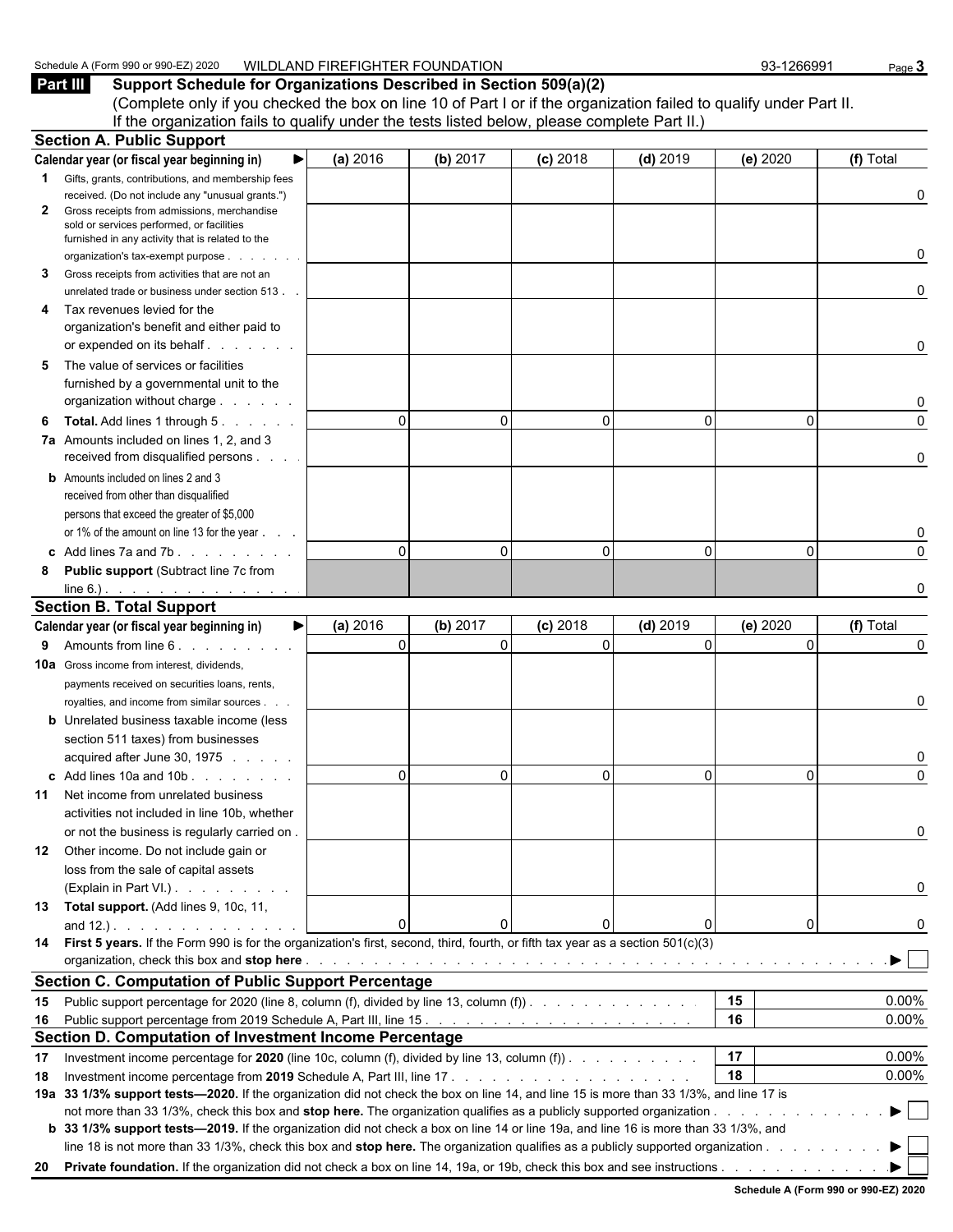Schedule A (Form 990 or 990-EZ) 2020 WILDLAND FIREFIGHTER FOUNDATION 93-1266991

## Part III Support Schedule for Organizations Described in Section 509(a)(2)

(Complete only if you checked the box on line 10 of Part I or if the organization failed to qualify under Part II. If the organization fails to qualify under the tests listed below, please complete Part II.)

### Section A. Public Support

| Calendar year (or fiscal year beginning in) ▶ | (a) 2016 | (b) 2017 | (c) 2018 | (d) 2019 | (e) 2020 | (f) Total |
|---|---|---|---|---|---|---|
| 1 Gifts, grants, contributions, and membership fees received. (Do not include any "unusual grants.") | | | | | | 0 |
| 2 Gross receipts from admissions, merchandise sold or services performed, or facilities furnished in any activity that is related to the organization's tax-exempt purpose | | | | | | 0 |
| 3 Gross receipts from activities that are not an unrelated trade or business under section 513 | | | | | | 0 |
| 4 Tax revenues levied for the organization's benefit and either paid to or expended on its behalf | | | | | | 0 |
| 5 The value of services or facilities furnished by a governmental unit to the organization without charge | | | | | | 0 |
| 6 **Total.** Add lines 1 through 5 | 0 | 0 | 0 | 0 | 0 | 0 |
| 7a Amounts included on lines 1, 2, and 3 received from disqualified persons | | | | | | 0 |
| b Amounts included on lines 2 and 3 received from other than disqualified persons that exceed the greater of $5,000 or 1% of the amount on line 13 for the year | | | | | | 0 |
| c Add lines 7a and 7b | 0 | 0 | 0 | 0 | 0 | 0 |
| 8 **Public support** (Subtract line 7c from line 6.) | | | | | | 0 |

### Section B. Total Support

| Calendar year (or fiscal year beginning in) ▶ | (a) 2016 | (b) 2017 | (c) 2018 | (d) 2019 | (e) 2020 | (f) Total |
|---|---|---|---|---|---|---|
| 9 Amounts from line 6 | 0 | 0 | 0 | 0 | 0 | 0 |
| 10a Gross income from interest, dividends, payments received on securities loans, rents, royalties, and income from similar sources | | | | | | 0 |
| b Unrelated business taxable income (less section 511 taxes) from businesses acquired after June 30, 1975 | | | | | | 0 |
| c Add lines 10a and 10b | 0 | 0 | 0 | 0 | 0 | 0 |
| 11 Net income from unrelated business activities not included in line 10b, whether or not the business is regularly carried on | | | | | | 0 |
| 12 Other income. Do not include gain or loss from the sale of capital assets (Explain in Part VI.) | | | | | | 0 |
| 13 **Total support.** (Add lines 9, 10c, 11, and 12.) | 0 | 0 | 0 | 0 | 0 | 0 |

14 **First 5 years.** If the Form 990 is for the organization's first, second, third, fourth, or fifth tax year as a section 501(c)(3) organization, check this box and **stop here** ▶ ☐

### Section C. Computation of Public Support Percentage

| | | | |
|---|---|---|---|
| 15 | Public support percentage for 2020 (line 8, column (f), divided by line 13, column (f)) | 15 | 0.00% |
| 16 | Public support percentage from 2019 Schedule A, Part III, line 15 | 16 | 0.00% |

### Section D. Computation of Investment Income Percentage

| | | | |
|---|---|---|---|
| 17 | Investment income percentage for **2020** (line 10c, column (f), divided by line 13, column (f)) | 17 | 0.00% |
| 18 | Investment income percentage from **2019** Schedule A, Part III, line 17 | 18 | 0.00% |

19a **33 1/3% support tests—2020.** If the organization did not check the box on line 14, and line 15 is more than 33 1/3%, and line 17 is not more than 33 1/3%, check this box and **stop here.** The organization qualifies as a publicly supported organization ▶ ☐

b **33 1/3% support tests—2019.** If the organization did not check a box on line 14 or line 19a, and line 16 is more than 33 1/3%, and line 18 is not more than 33 1/3%, check this box and **stop here.** The organization qualifies as a publicly supported organization ▶ ☐

20 **Private foundation.** If the organization did not check a box on line 14, 19a, or 19b, check this box and see instructions ▶ ☐

**Schedule A (Form 990 or 990-EZ) 2020**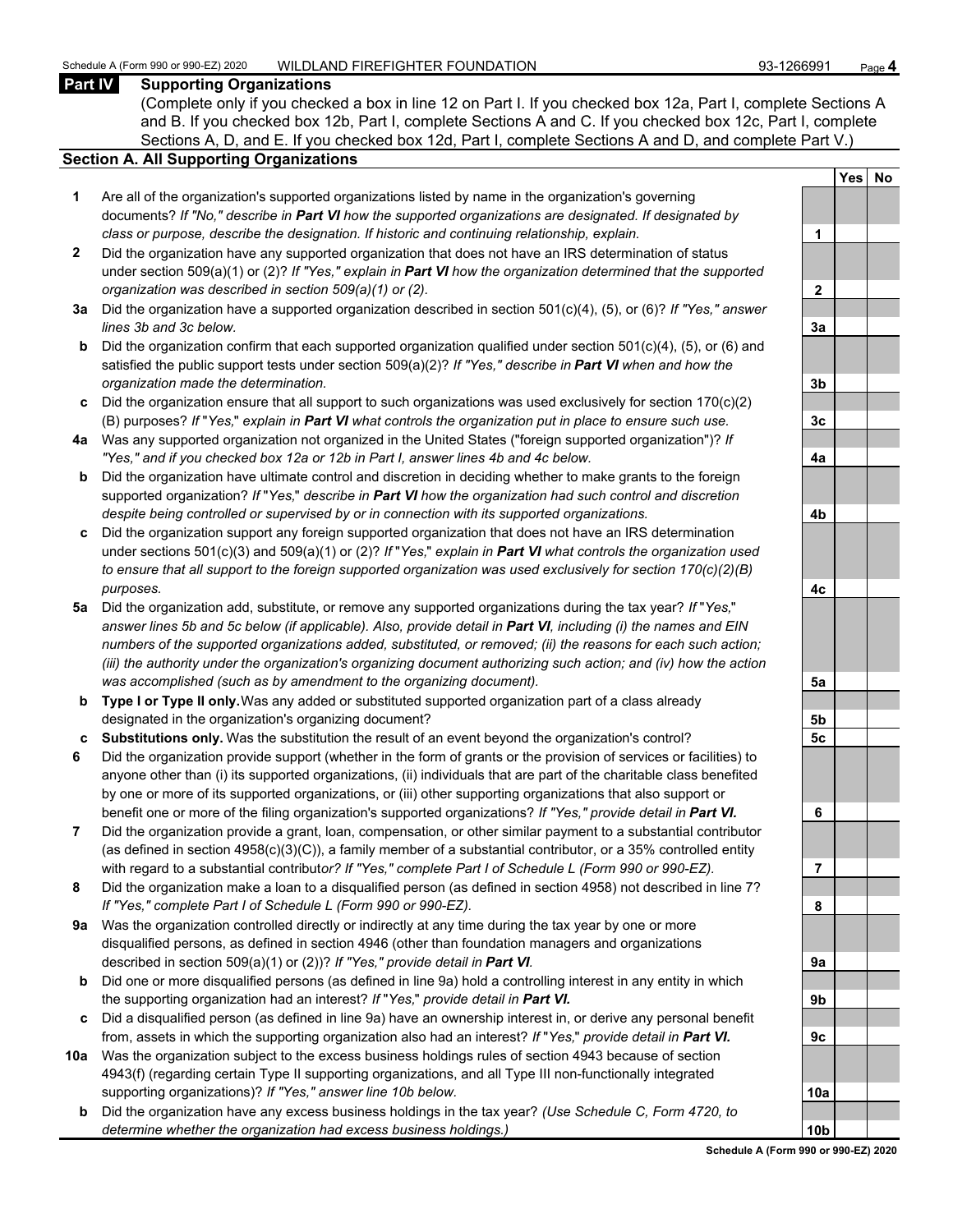Schedule A (Form 990 or 990-EZ) 2020 WILDLAND FIREFIGHTER FOUNDATION 93-1266991

**Part IV Supporting Organizations**

(Complete only if you checked a box in line 12 on Part I. If you checked box 12a, Part I, complete Sections A and B. If you checked box 12b, Part I, complete Sections A and C. If you checked box 12c, Part I, complete Sections A, D, and E. If you checked box 12d, Part I, complete Sections A and D, and complete Part V.)

## Section A. All Supporting Organizations

| | | | Yes | No |
|---|---|---|---|---|
| **1** | Are all of the organization's supported organizations listed by name in the organization's governing documents? *If "No," describe in **Part VI** how the supported organizations are designated. If designated by class or purpose, describe the designation. If historic and continuing relationship, explain.* | 1 | | |
| **2** | Did the organization have any supported organization that does not have an IRS determination of status under section 509(a)(1) or (2)? *If "Yes," explain in **Part VI** how the organization determined that the supported organization was described in section 509(a)(1) or (2).* | 2 | | |
| **3a** | Did the organization have a supported organization described in section 501(c)(4), (5), or (6)? *If "Yes," answer lines 3b and 3c below.* | 3a | | |
| **b** | Did the organization confirm that each supported organization qualified under section 501(c)(4), (5), or (6) and satisfied the public support tests under section 509(a)(2)? *If "Yes," describe in **Part VI** when and how the organization made the determination.* | 3b | | |
| **c** | Did the organization ensure that all support to such organizations was used exclusively for section 170(c)(2)(B) purposes? *If "Yes," explain in **Part VI** what controls the organization put in place to ensure such use.* | 3c | | |
| **4a** | Was any supported organization not organized in the United States ("foreign supported organization")? *If "Yes," and if you checked box 12a or 12b in Part I, answer lines 4b and 4c below.* | 4a | | |
| **b** | Did the organization have ultimate control and discretion in deciding whether to make grants to the foreign supported organization? *If "Yes," describe in **Part VI** how the organization had such control and discretion despite being controlled or supervised by or in connection with its supported organizations.* | 4b | | |
| **c** | Did the organization support any foreign supported organization that does not have an IRS determination under sections 501(c)(3) and 509(a)(1) or (2)? *If "Yes," explain in **Part VI** what controls the organization used to ensure that all support to the foreign supported organization was used exclusively for section 170(c)(2)(B) purposes.* | 4c | | |
| **5a** | Did the organization add, substitute, or remove any supported organizations during the tax year? *If "Yes," answer lines 5b and 5c below (if applicable). Also, provide detail in **Part VI**, including (i) the names and EIN numbers of the supported organizations added, substituted, or removed; (ii) the reasons for each such action; (iii) the authority under the organization's organizing document authorizing such action; and (iv) how the action was accomplished (such as by amendment to the organizing document).* | 5a | | |
| **b** | **Type I or Type II only.** Was any added or substituted supported organization part of a class already designated in the organization's organizing document? | 5b | | |
| **c** | **Substitutions only.** Was the substitution the result of an event beyond the organization's control? | 5c | | |
| **6** | Did the organization provide support (whether in the form of grants or the provision of services or facilities) to anyone other than (i) its supported organizations, (ii) individuals that are part of the charitable class benefited by one or more of its supported organizations, or (iii) other supporting organizations that also support or benefit one or more of the filing organization's supported organizations? *If "Yes," provide detail in **Part VI.*** | 6 | | |
| **7** | Did the organization provide a grant, loan, compensation, or other similar payment to a substantial contributor (as defined in section 4958(c)(3)(C)), a family member of a substantial contributor, or a 35% controlled entity with regard to a substantial contributor? *If "Yes," complete Part I of Schedule L (Form 990 or 990-EZ).* | 7 | | |
| **8** | Did the organization make a loan to a disqualified person (as defined in section 4958) not described in line 7? *If "Yes," complete Part I of Schedule L (Form 990 or 990-EZ).* | 8 | | |
| **9a** | Was the organization controlled directly or indirectly at any time during the tax year by one or more disqualified persons, as defined in section 4946 (other than foundation managers and organizations described in section 509(a)(1) or (2))? *If "Yes," provide detail in **Part VI.*** | 9a | | |
| **b** | Did one or more disqualified persons (as defined in line 9a) hold a controlling interest in any entity in which the supporting organization had an interest? *If "Yes," provide detail in **Part VI.*** | 9b | | |
| **c** | Did a disqualified person (as defined in line 9a) have an ownership interest in, or derive any personal benefit from, assets in which the supporting organization also had an interest? *If "Yes," provide detail in **Part VI.*** | 9c | | |
| **10a** | Was the organization subject to the excess business holdings rules of section 4943 because of section 4943(f) (regarding certain Type II supporting organizations, and all Type III non-functionally integrated supporting organizations)? *If "Yes," answer line 10b below.* | 10a | | |
| **b** | Did the organization have any excess business holdings in the tax year? *(Use Schedule C, Form 4720, to determine whether the organization had excess business holdings.)* | 10b | | |

**Schedule A (Form 990 or 990-EZ) 2020**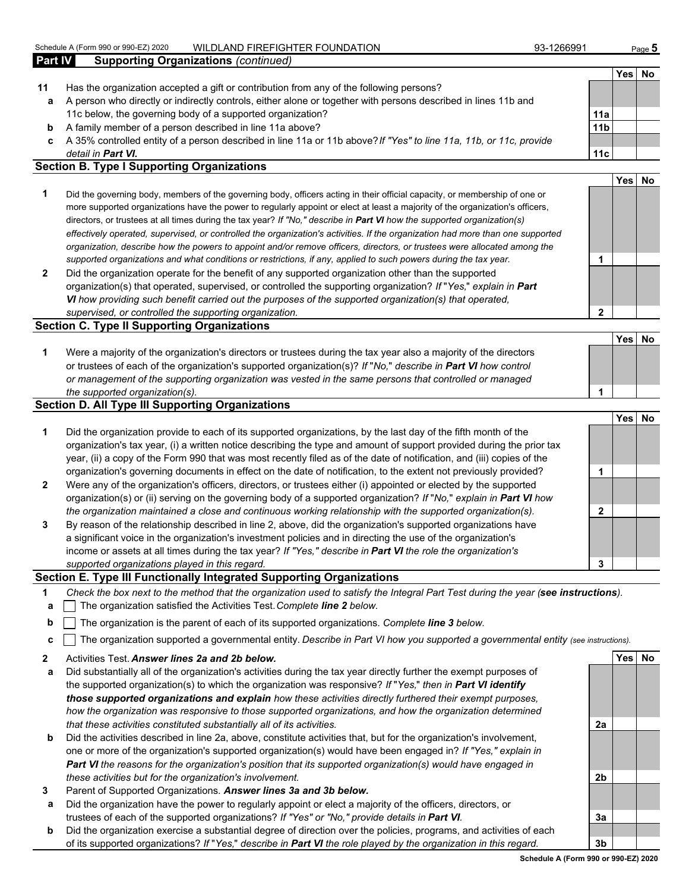## Part IV Supporting Organizations *(continued)*

| | | | Yes | No |
|---|---|---|---|---|
| **11** | Has the organization accepted a gift or contribution from any of the following persons? | | | |
| **a** | A person who directly or indirectly controls, either alone or together with persons described in lines 11b and 11c below, the governing body of a supported organization? | **11a** | | |
| **b** | A family member of a person described in line 11a above? | **11b** | | |
| **c** | A 35% controlled entity of a person described in line 11a or 11b above? *If "Yes" to line 11a, 11b, or 11c, provide detail in* ***Part VI.*** | **11c** | | |

### Section B. Type I Supporting Organizations

| | | | Yes | No |
|---|---|---|---|---|
| **1** | Did the governing body, members of the governing body, officers acting in their official capacity, or membership of one or more supported organizations have the power to regularly appoint or elect at least a majority of the organization's officers, directors, or trustees at all times during the tax year? *If "No," describe in* ***Part VI*** *how the supported organization(s) effectively operated, supervised, or controlled the organization's activities. If the organization had more than one supported organization, describe how the powers to appoint and/or remove officers, directors, or trustees were allocated among the supported organizations and what conditions or restrictions, if any, applied to such powers during the tax year.* | **1** | | |
| **2** | Did the organization operate for the benefit of any supported organization other than the supported organization(s) that operated, supervised, or controlled the supporting organization? *If "Yes," explain in* ***Part VI*** *how providing such benefit carried out the purposes of the supported organization(s) that operated, supervised, or controlled the supporting organization.* | **2** | | |

### Section C. Type II Supporting Organizations

| | | | Yes | No |
|---|---|---|---|---|
| **1** | Were a majority of the organization's directors or trustees during the tax year also a majority of the directors or trustees of each of the organization's supported organization(s)? *If "No," describe in* ***Part VI*** *how control or management of the supporting organization was vested in the same persons that controlled or managed the supported organization(s).* | **1** | | |

### Section D. All Type III Supporting Organizations

| | | | Yes | No |
|---|---|---|---|---|
| **1** | Did the organization provide to each of its supported organizations, by the last day of the fifth month of the organization's tax year, (i) a written notice describing the type and amount of support provided during the prior tax year, (ii) a copy of the Form 990 that was most recently filed as of the date of notification, and (iii) copies of the organization's governing documents in effect on the date of notification, to the extent not previously provided? | **1** | | |
| **2** | Were any of the organization's officers, directors, or trustees either (i) appointed or elected by the supported organization(s) or (ii) serving on the governing body of a supported organization? *If "No," explain in* ***Part VI*** *how the organization maintained a close and continuous working relationship with the supported organization(s).* | **2** | | |
| **3** | By reason of the relationship described in line 2, above, did the organization's supported organizations have a significant voice in the organization's investment policies and in directing the use of the organization's income or assets at all times during the tax year? *If "Yes," describe in* ***Part VI*** *the role the organization's supported organizations played in this regard.* | **3** | | |

### Section E. Type III Functionally Integrated Supporting Organizations

**1** *Check the box next to the method that the organization used to satisfy the Integral Part Test during the year (****see instructions****).*

- **a** ☐ The organization satisfied the Activities Test. *Complete* ***line 2*** *below.*
- **b** ☐ The organization is the parent of each of its supported organizations. *Complete* ***line 3*** *below.*
- **c** ☐ The organization supported a governmental entity. *Describe in Part VI how you supported a governmental entity (see instructions).*

| | | | Yes | No |
|---|---|---|---|---|
| **2** | Activities Test. ***Answer lines 2a and 2b below.*** | | | |
| **a** | Did substantially all of the organization's activities during the tax year directly further the exempt purposes of the supported organization(s) to which the organization was responsive? *If "Yes," then in* ***Part VI identify those supported organizations and explain*** *how these activities directly furthered their exempt purposes, how the organization was responsive to those supported organizations, and how the organization determined that these activities constituted substantially all of its activities.* | **2a** | | |
| **b** | Did the activities described in line 2a, above, constitute activities that, but for the organization's involvement, one or more of the organization's supported organization(s) would have been engaged in? *If "Yes," explain in* ***Part VI*** *the reasons for the organization's position that its supported organization(s) would have engaged in these activities but for the organization's involvement.* | **2b** | | |
| **3** | Parent of Supported Organizations. ***Answer lines 3a and 3b below.*** | | | |
| **a** | Did the organization have the power to regularly appoint or elect a majority of the officers, directors, or trustees of each of the supported organizations? *If "Yes" or "No," provide details in* ***Part VI.*** | **3a** | | |
| **b** | Did the organization exercise a substantial degree of direction over the policies, programs, and activities of each of its supported organizations? *If "Yes," describe in* ***Part VI*** *the role played by the organization in this regard.* | **3b** | | |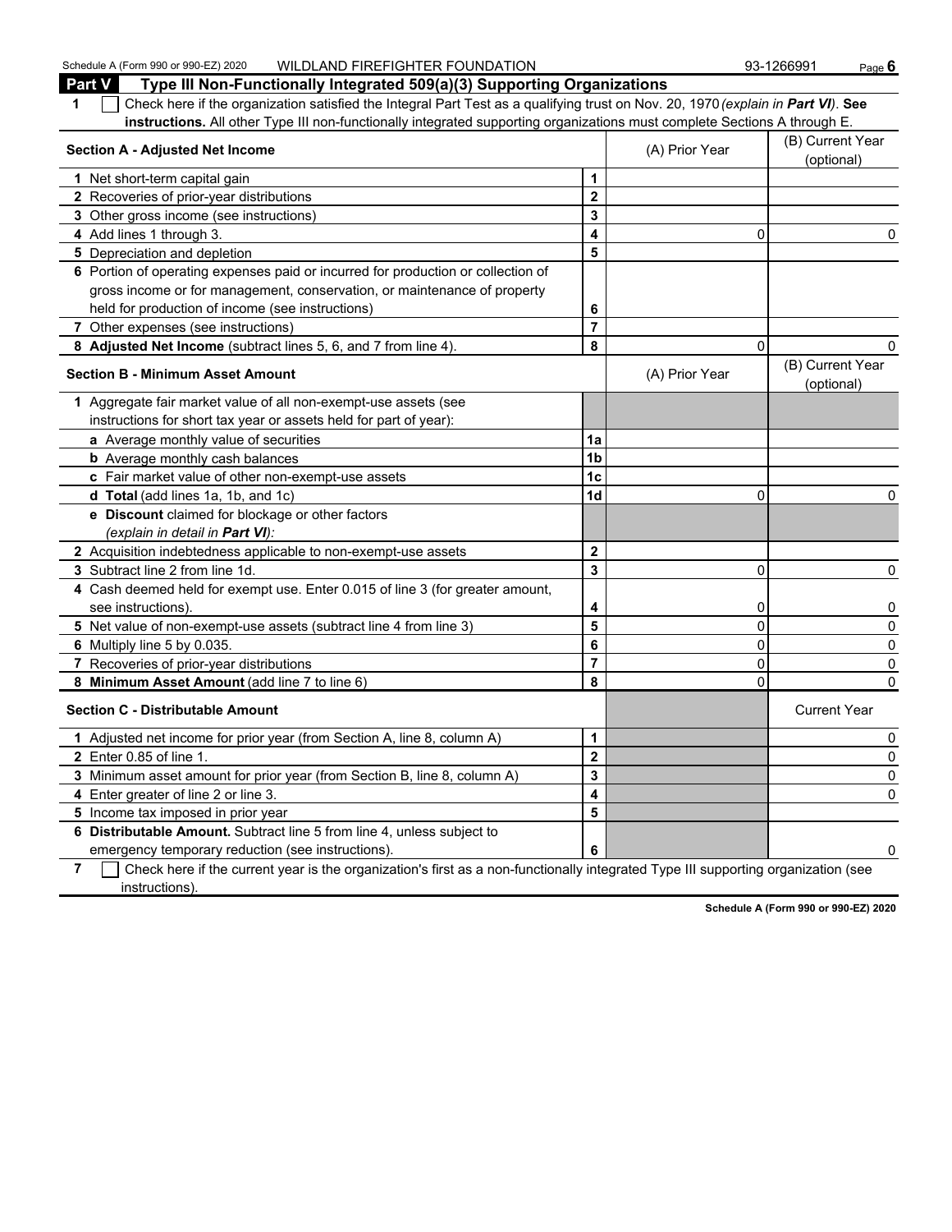## Part V Type III Non-Functionally Integrated 509(a)(3) Supporting Organizations

**1** ☐ Check here if the organization satisfied the Integral Part Test as a qualifying trust on Nov. 20, 1970 *(explain in **Part VI**)*. **See instructions.** All other Type III non-functionally integrated supporting organizations must complete Sections A through E.

| **Section A - Adjusted Net Income** | | (A) Prior Year | (B) Current Year (optional) |
|---|---|---|---|
| **1** Net short-term capital gain | **1** | | |
| **2** Recoveries of prior-year distributions | **2** | | |
| **3** Other gross income (see instructions) | **3** | | |
| **4** Add lines 1 through 3. | **4** | 0 | 0 |
| **5** Depreciation and depletion | **5** | | |
| **6** Portion of operating expenses paid or incurred for production or collection of gross income or for management, conservation, or maintenance of property held for production of income (see instructions) | **6** | | |
| **7** Other expenses (see instructions) | **7** | | |
| **8 Adjusted Net Income** (subtract lines 5, 6, and 7 from line 4). | **8** | 0 | 0 |

| **Section B - Minimum Asset Amount** | | (A) Prior Year | (B) Current Year (optional) |
|---|---|---|---|
| **1** Aggregate fair market value of all non-exempt-use assets (see instructions for short tax year or assets held for part of year): | | | |
| **a** Average monthly value of securities | **1a** | | |
| **b** Average monthly cash balances | **1b** | | |
| **c** Fair market value of other non-exempt-use assets | **1c** | | |
| **d Total** (add lines 1a, 1b, and 1c) | **1d** | 0 | 0 |
| **e Discount** claimed for blockage or other factors *(explain in detail in **Part VI**)*: | | | |
| **2** Acquisition indebtedness applicable to non-exempt-use assets | **2** | | |
| **3** Subtract line 2 from line 1d. | **3** | 0 | 0 |
| **4** Cash deemed held for exempt use. Enter 0.015 of line 3 (for greater amount, see instructions). | **4** | 0 | 0 |
| **5** Net value of non-exempt-use assets (subtract line 4 from line 3) | **5** | 0 | 0 |
| **6** Multiply line 5 by 0.035. | **6** | 0 | 0 |
| **7** Recoveries of prior-year distributions | **7** | 0 | 0 |
| **8 Minimum Asset Amount** (add line 7 to line 6) | **8** | 0 | 0 |

| **Section C - Distributable Amount** | | | Current Year |
|---|---|---|---|
| **1** Adjusted net income for prior year (from Section A, line 8, column A) | **1** | | 0 |
| **2** Enter 0.85 of line 1. | **2** | | 0 |
| **3** Minimum asset amount for prior year (from Section B, line 8, column A) | **3** | | 0 |
| **4** Enter greater of line 2 or line 3. | **4** | | 0 |
| **5** Income tax imposed in prior year | **5** | | |
| **6 Distributable Amount.** Subtract line 5 from line 4, unless subject to emergency temporary reduction (see instructions). | **6** | | 0 |

**7** ☐ Check here if the current year is the organization's first as a non-functionally integrated Type III supporting organization (see instructions).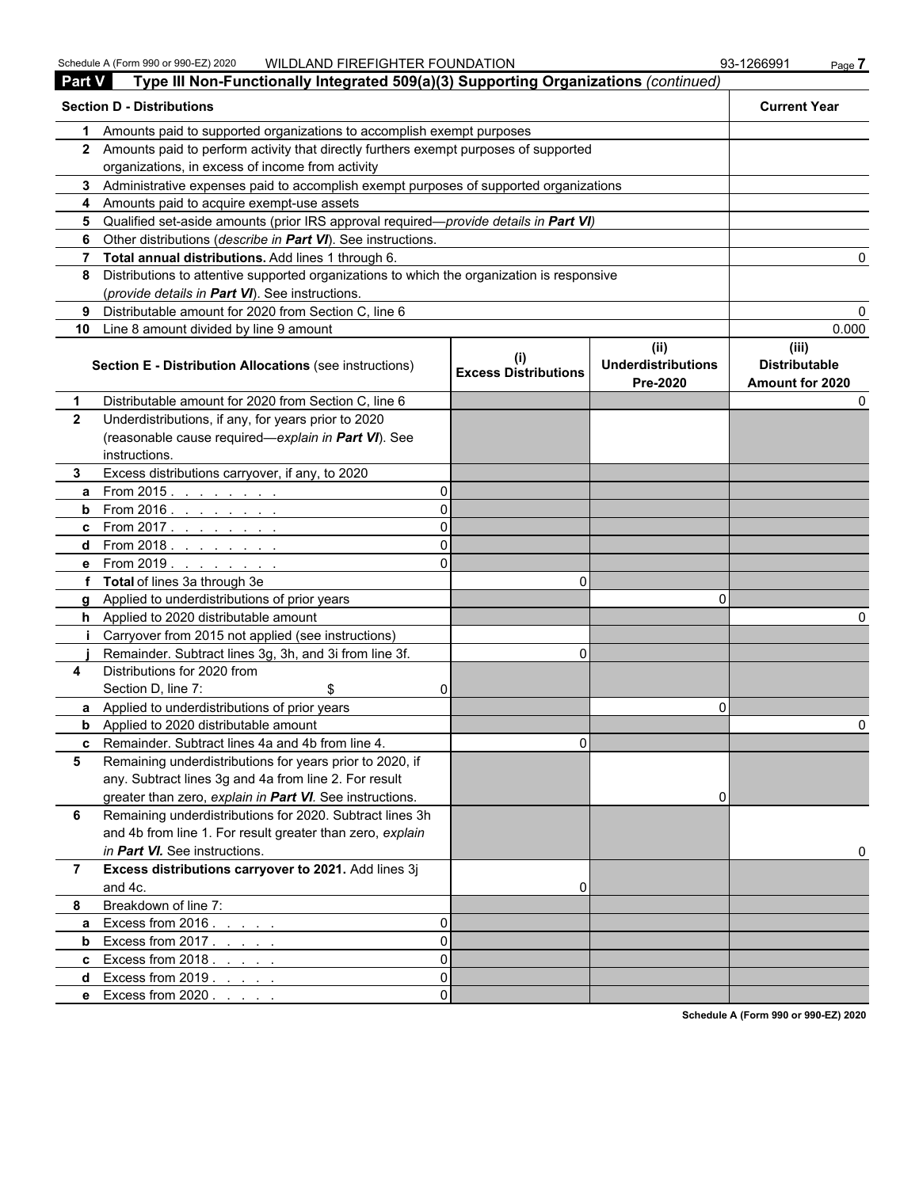## Part V Type III Non-Functionally Integrated 509(a)(3) Supporting Organizations *(continued)*

| | Section D - Distributions | Current Year |
|---|---|---|
| 1 | Amounts paid to supported organizations to accomplish exempt purposes | |
| 2 | Amounts paid to perform activity that directly furthers exempt purposes of supported organizations, in excess of income from activity | |
| 3 | Administrative expenses paid to accomplish exempt purposes of supported organizations | |
| 4 | Amounts paid to acquire exempt-use assets | |
| 5 | Qualified set-aside amounts (prior IRS approval required—*provide details in **Part VI***) | |
| 6 | Other distributions (*describe in **Part VI***). See instructions. | |
| 7 | **Total annual distributions.** Add lines 1 through 6. | 0 |
| 8 | Distributions to attentive supported organizations to which the organization is responsive (*provide details in **Part VI***). See instructions. | |
| 9 | Distributable amount for 2020 from Section C, line 6 | 0 |
| 10 | Line 8 amount divided by line 9 amount | 0.000 |

| | Section E - Distribution Allocations (see instructions) | | (i) Excess Distributions | (ii) Underdistributions Pre-2020 | (iii) Distributable Amount for 2020 |
|---|---|---|---|---|---|
| 1 | Distributable amount for 2020 from Section C, line 6 | | | | 0 |
| 2 | Underdistributions, if any, for years prior to 2020 (reasonable cause required—*explain in **Part VI***). See instructions. | | | | |
| 3 | Excess distributions carryover, if any, to 2020 | | | | |
| a | From 2015 | 0 | | | |
| b | From 2016 | 0 | | | |
| c | From 2017 | 0 | | | |
| d | From 2018 | 0 | | | |
| e | From 2019 | 0 | | | |
| f | **Total** of lines 3a through 3e | | 0 | | |
| g | Applied to underdistributions of prior years | | | 0 | |
| h | Applied to 2020 distributable amount | | | | 0 |
| i | Carryover from 2015 not applied (see instructions) | | | | |
| j | Remainder. Subtract lines 3g, 3h, and 3i from line 3f. | | 0 | | |
| 4 | Distributions for 2020 from Section D, line 7: $ | 0 | | | |
| a | Applied to underdistributions of prior years | | | 0 | |
| b | Applied to 2020 distributable amount | | | | 0 |
| c | Remainder. Subtract lines 4a and 4b from line 4. | | 0 | | |
| 5 | Remaining underdistributions for years prior to 2020, if any. Subtract lines 3g and 4a from line 2. For result greater than zero, *explain in **Part VI***. See instructions. | | | 0 | |
| 6 | Remaining underdistributions for 2020. Subtract lines 3h and 4b from line 1. For result greater than zero, *explain in **Part VI.*** See instructions. | | | | 0 |
| 7 | **Excess distributions carryover to 2021.** Add lines 3j and 4c. | | 0 | | |
| 8 | Breakdown of line 7: | | | | |
| a | Excess from 2016 | 0 | | | |
| b | Excess from 2017 | 0 | | | |
| c | Excess from 2018 | 0 | | | |
| d | Excess from 2019 | 0 | | | |
| e | Excess from 2020 | 0 | | | |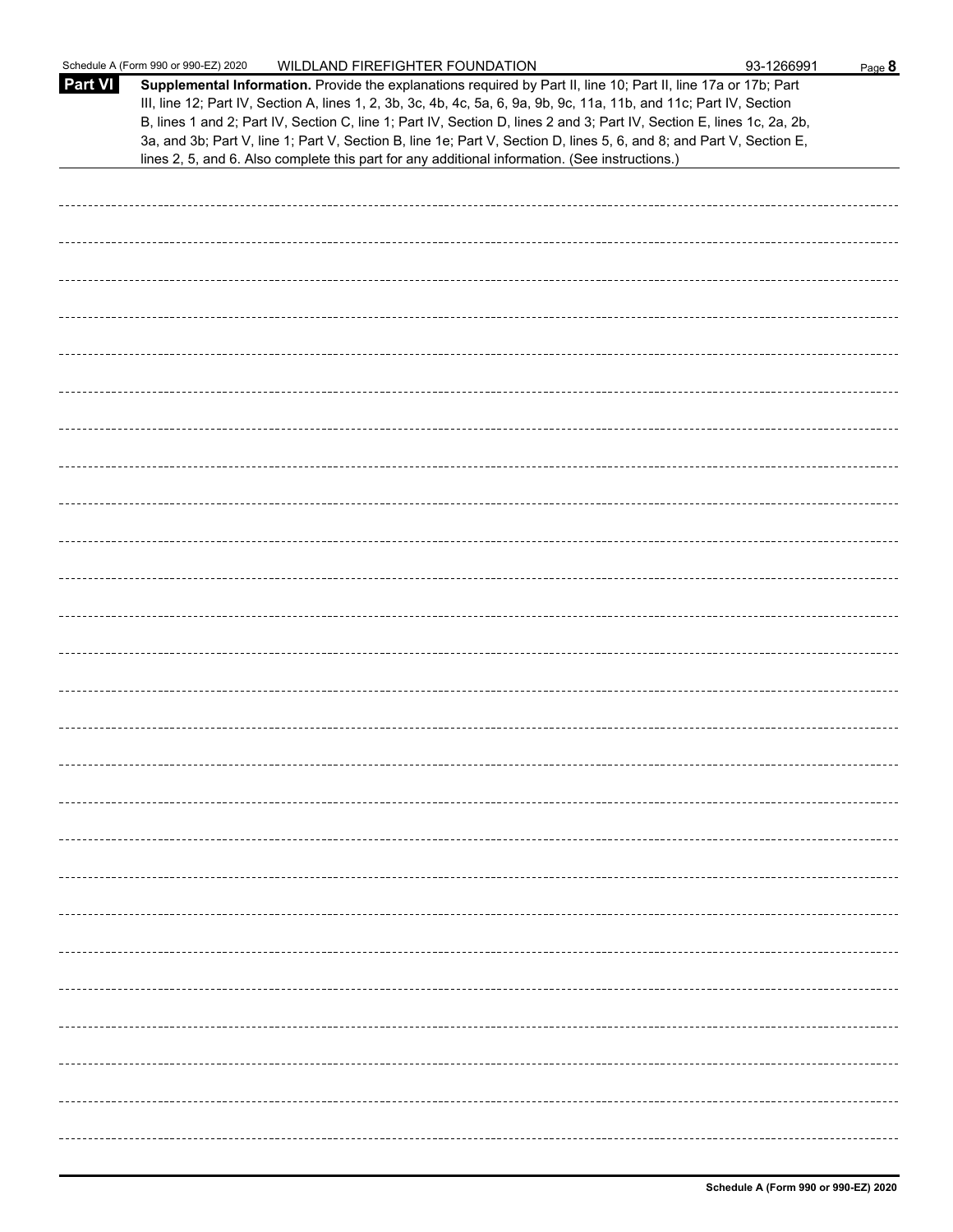**Part VI** **Supplemental Information.** Provide the explanations required by Part II, line 10; Part II, line 17a or 17b; Part III, line 12; Part IV, Section A, lines 1, 2, 3b, 3c, 4b, 4c, 5a, 6, 9a, 9b, 9c, 11a, 11b, and 11c; Part IV, Section B, lines 1 and 2; Part IV, Section C, line 1; Part IV, Section D, lines 2 and 3; Part IV, Section E, lines 1c, 2a, 2b, 3a, and 3b; Part V, line 1; Part V, Section B, line 1e; Part V, Section D, lines 5, 6, and 8; and Part V, Section E, lines 2, 5, and 6. Also complete this part for any additional information. (See instructions.)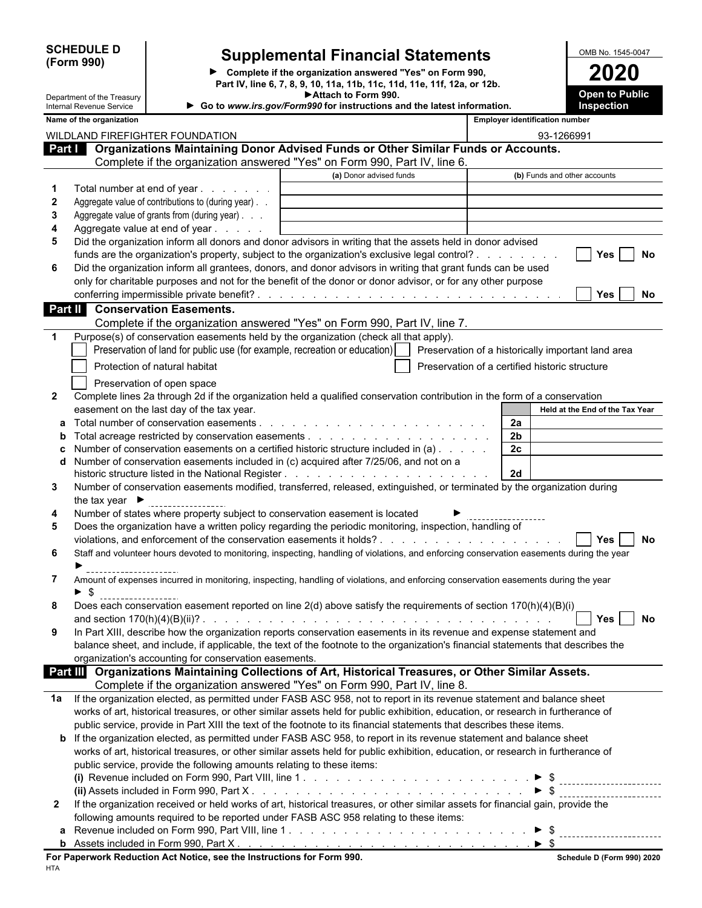**SCHEDULE D (Form 990)**

Department of the Treasury
Internal Revenue Service

# Supplemental Financial Statements

► Complete if the organization answered "Yes" on Form 990, Part IV, line 6, 7, 8, 9, 10, 11a, 11b, 11c, 11d, 11e, 11f, 12a, or 12b.
► Attach to Form 990.
► Go to *www.irs.gov/Form990* for instructions and the latest information.

OMB No. 1545-0047

**2020**

**Open to Public Inspection**

| Name of the organization | Employer identification number |
|---|---|
| WILDLAND FIREFIGHTER FOUNDATION | 93-1266991 |

## Part I Organizations Maintaining Donor Advised Funds or Other Similar Funds or Accounts.

Complete if the organization answered "Yes" on Form 990, Part IV, line 6.

| | | (a) Donor advised funds | (b) Funds and other accounts |
|---|---|---|---|
| 1 | Total number at end of year | | |
| 2 | Aggregate value of contributions to (during year) | | |
| 3 | Aggregate value of grants from (during year) | | |
| 4 | Aggregate value at end of year | | |

5 Did the organization inform all donors and donor advisors in writing that the assets held in donor advised funds are the organization's property, subject to the organization's exclusive legal control? ☐ Yes ☐ No

6 Did the organization inform all grantees, donors, and donor advisors in writing that grant funds can be used only for charitable purposes and not for the benefit of the donor or donor advisor, or for any other purpose conferring impermissible private benefit? ☐ Yes ☐ No

## Part II Conservation Easements.

Complete if the organization answered "Yes" on Form 990, Part IV, line 7.

1 Purpose(s) of conservation easements held by the organization (check all that apply).

☐ Preservation of land for public use (for example, recreation or education) ☐ Preservation of a historically important land area
☐ Protection of natural habitat ☐ Preservation of a certified historic structure
☐ Preservation of open space

2 Complete lines 2a through 2d if the organization held a qualified conservation contribution in the form of a conservation easement on the last day of the tax year.

| | | | Held at the End of the Tax Year |
|---|---|---|---|
| a | Total number of conservation easements | 2a | |
| b | Total acreage restricted by conservation easements | 2b | |
| c | Number of conservation easements on a certified historic structure included in (a) | 2c | |
| d | Number of conservation easements included in (c) acquired after 7/25/06, and not on a historic structure listed in the National Register | 2d | |

3 Number of conservation easements modified, transferred, released, extinguished, or terminated by the organization during the tax year ►

4 Number of states where property subject to conservation easement is located ►

5 Does the organization have a written policy regarding the periodic monitoring, inspection, handling of violations, and enforcement of the conservation easements it holds? ☐ Yes ☐ No

6 Staff and volunteer hours devoted to monitoring, inspecting, handling of violations, and enforcing conservation easements during the year ►

7 Amount of expenses incurred in monitoring, inspecting, handling of violations, and enforcing conservation easements during the year ► $

8 Does each conservation easement reported on line 2(d) above satisfy the requirements of section 170(h)(4)(B)(i) and section 170(h)(4)(B)(ii)? ☐ Yes ☐ No

9 In Part XIII, describe how the organization reports conservation easements in its revenue and expense statement and balance sheet, and include, if applicable, the text of the footnote to the organization's financial statements that describes the organization's accounting for conservation easements.

## Part III Organizations Maintaining Collections of Art, Historical Treasures, or Other Similar Assets.

Complete if the organization answered "Yes" on Form 990, Part IV, line 8.

1a If the organization elected, as permitted under FASB ASC 958, not to report in its revenue statement and balance sheet works of art, historical treasures, or other similar assets held for public exhibition, education, or research in furtherance of public service, provide in Part XIII the text of the footnote to its financial statements that describes these items.

b If the organization elected, as permitted under FASB ASC 958, to report in its revenue statement and balance sheet works of art, historical treasures, or other similar assets held for public exhibition, education, or research in furtherance of public service, provide the following amounts relating to these items:

(i) Revenue included on Form 990, Part VIII, line 1 ► $

(ii) Assets included in Form 990, Part X ► $

2 If the organization received or held works of art, historical treasures, or other similar assets for financial gain, provide the following amounts required to be reported under FASB ASC 958 relating to these items:

a Revenue included on Form 990, Part VIII, line 1 ► $

b Assets included in Form 990, Part X ► $

**For Paperwork Reduction Act Notice, see the Instructions for Form 990.** **Schedule D (Form 990) 2020**

HTA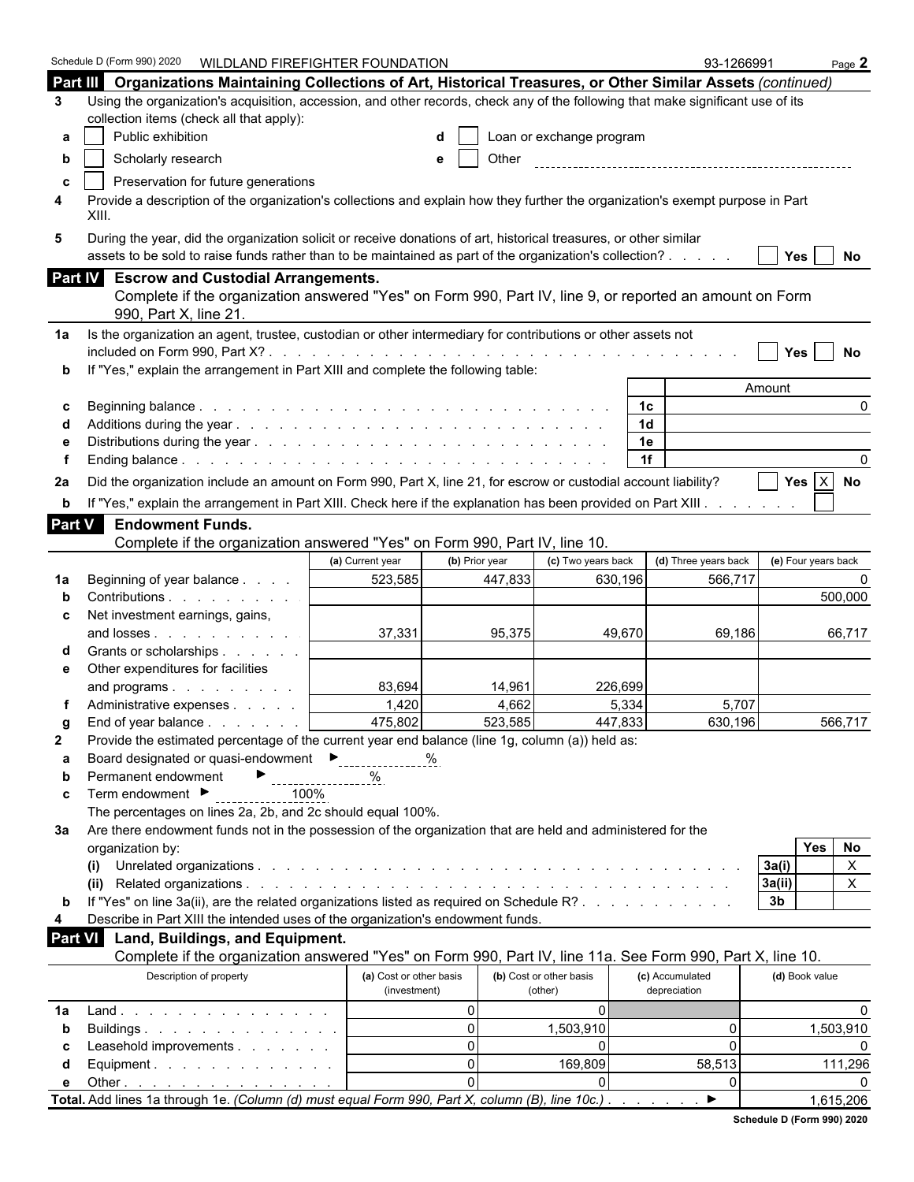Schedule D (Form 990) 2020 WILDLAND FIREFIGHTER FOUNDATION 93-1266991

## Part III Organizations Maintaining Collections of Art, Historical Treasures, or Other Similar Assets *(continued)*

**3** Using the organization's acquisition, accession, and other records, check any of the following that make significant use of its collection items (check all that apply):

- **a** ☐ Public exhibition
- **b** ☐ Scholarly research
- **c** ☐ Preservation for future generations
- **d** ☐ Loan or exchange program
- **e** ☐ Other

**4** Provide a description of the organization's collections and explain how they further the organization's exempt purpose in Part XIII.

**5** During the year, did the organization solicit or receive donations of art, historical treasures, or other similar assets to be sold to raise funds rather than to be maintained as part of the organization's collection? ☐ Yes ☐ No

## Part IV Escrow and Custodial Arrangements.

Complete if the organization answered "Yes" on Form 990, Part IV, line 9, or reported an amount on Form 990, Part X, line 21.

**1a** Is the organization an agent, trustee, custodian or other intermediary for contributions or other assets not included on Form 990, Part X? ☐ Yes ☐ No

**b** If "Yes," explain the arrangement in Part XIII and complete the following table:

| | | | Amount |
|---|---|---|---|
| c | Beginning balance | 1c | 0 |
| d | Additions during the year | 1d | |
| e | Distributions during the year | 1e | |
| f | Ending balance | 1f | 0 |

**2a** Did the organization include an amount on Form 990, Part X, line 21, for escrow or custodial account liability? ☐ Yes ☒ No

**b** If "Yes," explain the arrangement in Part XIII. Check here if the explanation has been provided on Part XIII ☐

## Part V Endowment Funds.

Complete if the organization answered "Yes" on Form 990, Part IV, line 10.

| | | (a) Current year | (b) Prior year | (c) Two years back | (d) Three years back | (e) Four years back |
|---|---|---|---|---|---|---|
| 1a | Beginning of year balance | 523,585 | 447,833 | 630,196 | 566,717 | 0 |
| b | Contributions | | | | | 500,000 |
| c | Net investment earnings, gains, and losses | 37,331 | 95,375 | 49,670 | 69,186 | 66,717 |
| d | Grants or scholarships | | | | | |
| e | Other expenditures for facilities and programs | 83,694 | 14,961 | 226,699 | | |
| f | Administrative expenses | 1,420 | 4,662 | 5,334 | 5,707 | |
| g | End of year balance | 475,802 | 523,585 | 447,833 | 630,196 | 566,717 |

**2** Provide the estimated percentage of the current year end balance (line 1g, column (a)) held as:

- **a** Board designated or quasi-endowment ► %
- **b** Permanent endowment ► %
- **c** Term endowment ► 100%

The percentages on lines 2a, 2b, and 2c should equal 100%.

**3a** Are there endowment funds not in the possession of the organization that are held and administered for the organization by:

| | | | Yes | No |
|---|---|---|---|---|
| (i) | Unrelated organizations | 3a(i) | | X |
| (ii) | Related organizations | 3a(ii) | | X |
| b | If "Yes" on line 3a(ii), are the related organizations listed as required on Schedule R? | 3b | | |

**4** Describe in Part XIII the intended uses of the organization's endowment funds.

## Part VI Land, Buildings, and Equipment.

Complete if the organization answered "Yes" on Form 990, Part IV, line 11a. See Form 990, Part X, line 10.

| | Description of property | (a) Cost or other basis (investment) | (b) Cost or other basis (other) | (c) Accumulated depreciation | (d) Book value |
|---|---|---|---|---|---|
| 1a | Land | 0 | 0 | | 0 |
| b | Buildings | 0 | 1,503,910 | 0 | 1,503,910 |
| c | Leasehold improvements | 0 | 0 | 0 | 0 |
| d | Equipment | 0 | 169,809 | 58,513 | 111,296 |
| e | Other | 0 | 0 | 0 | 0 |

**Total.** Add lines 1a through 1e. *(Column (d) must equal Form 990, Part X, column (B), line 10c.)* ► 1,615,206

Schedule D (Form 990) 2020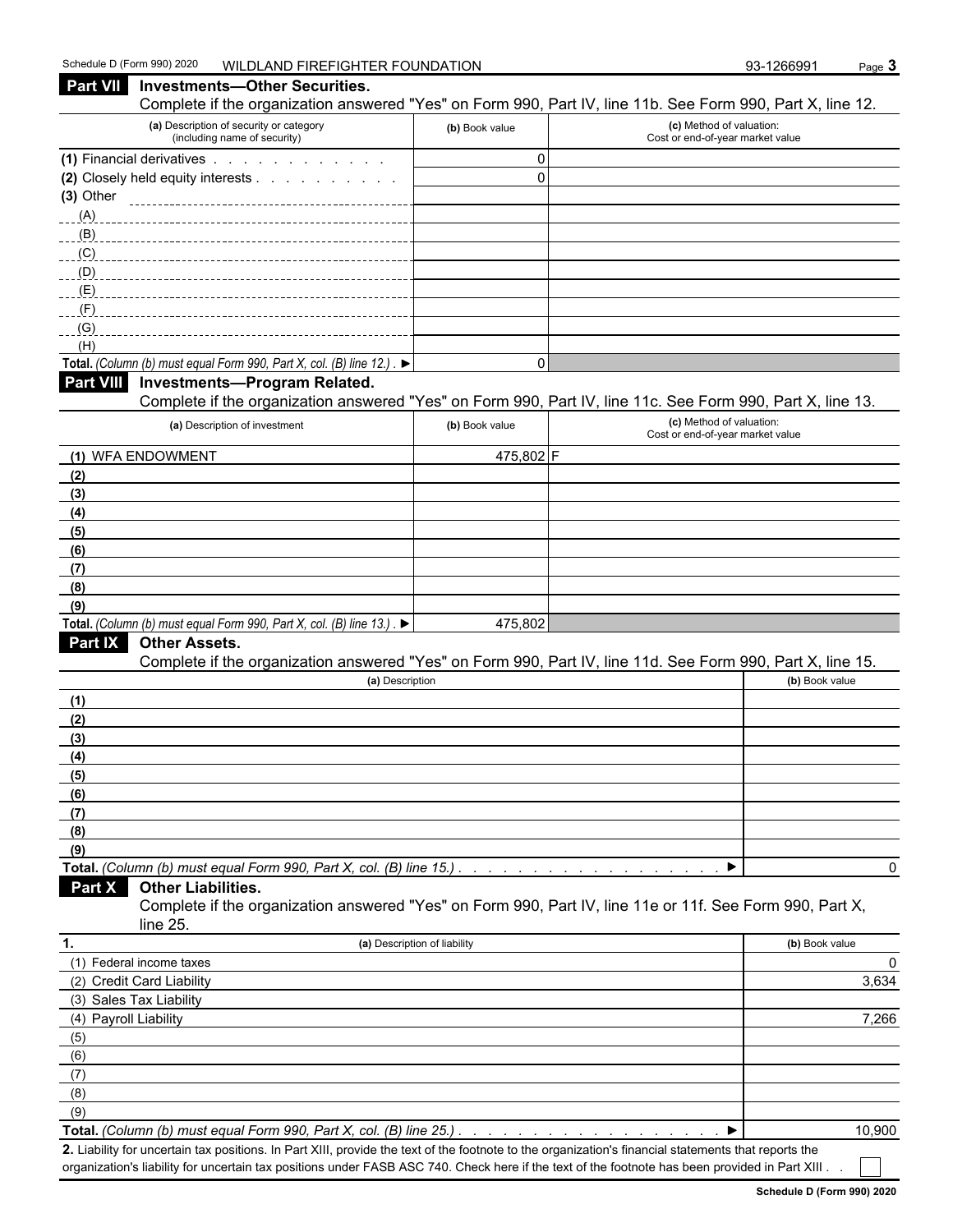## Part VII Investments—Other Securities.

Complete if the organization answered "Yes" on Form 990, Part IV, line 11b. See Form 990, Part X, line 12.

| (a) Description of security or category (including name of security) | (b) Book value | (c) Method of valuation: Cost or end-of-year market value |
|---|---|---|
| (1) Financial derivatives | 0 | |
| (2) Closely held equity interests | 0 | |
| (3) Other | | |
| (A) | | |
| (B) | | |
| (C) | | |
| (D) | | |
| (E) | | |
| (F) | | |
| (G) | | |
| (H) | | |
| **Total.** *(Column (b) must equal Form 990, Part X, col. (B) line 12.)* ▶ | 0 | |

## Part VIII Investments—Program Related.

Complete if the organization answered "Yes" on Form 990, Part IV, line 11c. See Form 990, Part X, line 13.

| (a) Description of investment | (b) Book value | (c) Method of valuation: Cost or end-of-year market value |
|---|---|---|
| (1) WFA ENDOWMENT | 475,802 | F |
| (2) | | |
| (3) | | |
| (4) | | |
| (5) | | |
| (6) | | |
| (7) | | |
| (8) | | |
| (9) | | |
| **Total.** *(Column (b) must equal Form 990, Part X, col. (B) line 13.)* ▶ | 475,802 | |

## Part IX Other Assets.

Complete if the organization answered "Yes" on Form 990, Part IV, line 11d. See Form 990, Part X, line 15.

| (a) Description | (b) Book value |
|---|---|
| (1) | |
| (2) | |
| (3) | |
| (4) | |
| (5) | |
| (6) | |
| (7) | |
| (8) | |
| (9) | |
| **Total.** *(Column (b) must equal Form 990, Part X, col. (B) line 15.)* ▶ | 0 |

## Part X Other Liabilities.

Complete if the organization answered "Yes" on Form 990, Part IV, line 11e or 11f. See Form 990, Part X, line 25.

| 1. (a) Description of liability | (b) Book value |
|---|---|
| (1) Federal income taxes | 0 |
| (2) Credit Card Liability | 3,634 |
| (3) Sales Tax Liability | |
| (4) Payroll Liability | 7,266 |
| (5) | |
| (6) | |
| (7) | |
| (8) | |
| (9) | |
| **Total.** *(Column (b) must equal Form 990, Part X, col. (B) line 25.)* ▶ | 10,900 |

**2.** Liability for uncertain tax positions. In Part XIII, provide the text of the footnote to the organization's financial statements that reports the organization's liability for uncertain tax positions under FASB ASC 740. Check here if the text of the footnote has been provided in Part XIII ☐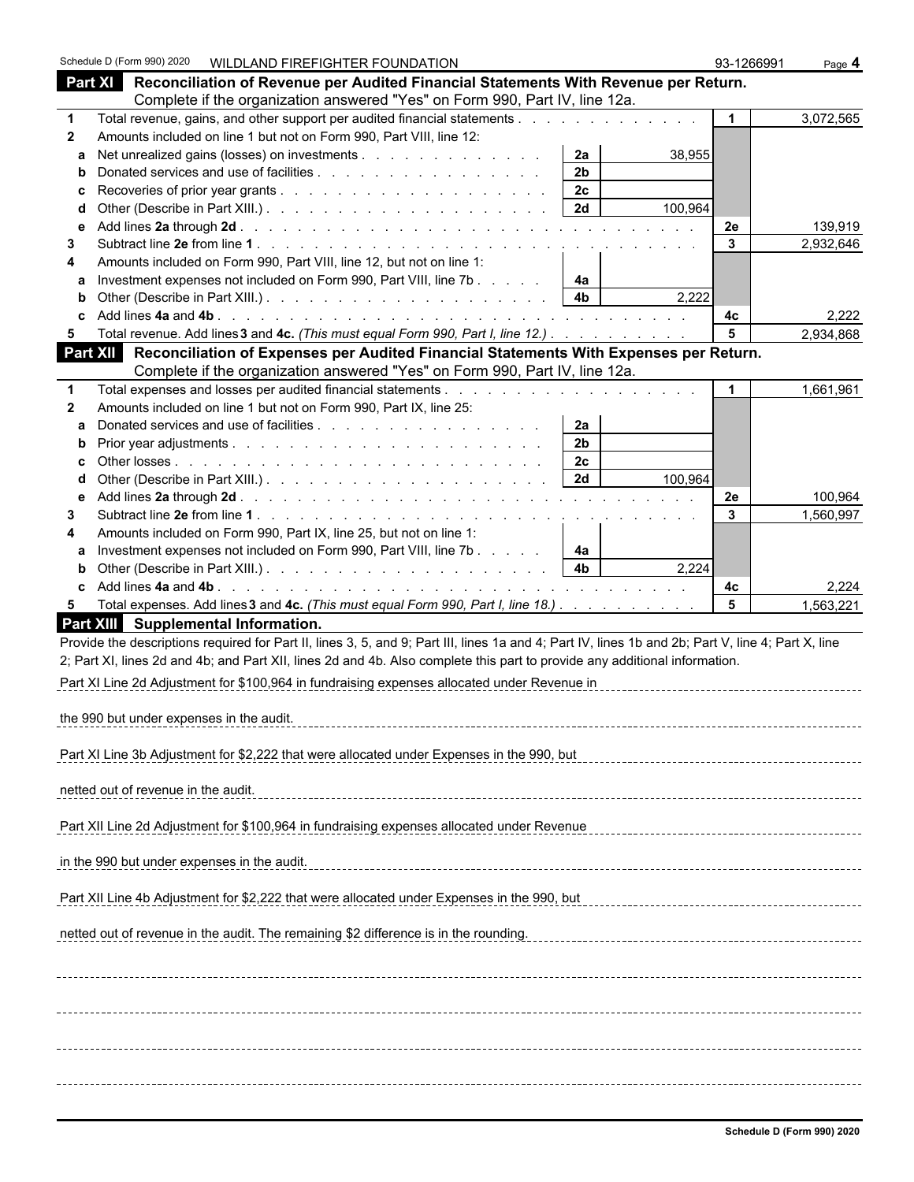Schedule D (Form 990) 2020 WILDLAND FIREFIGHTER FOUNDATION 93-1266991 Page **4**

## Part XI Reconciliation of Revenue per Audited Financial Statements With Revenue per Return.

Complete if the organization answered "Yes" on Form 990, Part IV, line 12a.

| | | | | | |
|---|---|---|---|---|---|
| **1** | Total revenue, gains, and other support per audited financial statements | | | 1 | 3,072,565 |
| **2** | Amounts included on line 1 but not on Form 990, Part VIII, line 12: | | | | |
| **a** | Net unrealized gains (losses) on investments | 2a | 38,955 | | |
| **b** | Donated services and use of facilities | 2b | | | |
| **c** | Recoveries of prior year grants | 2c | | | |
| **d** | Other (Describe in Part XIII.) | 2d | 100,964 | | |
| **e** | Add lines **2a** through **2d** | | | 2e | 139,919 |
| **3** | Subtract line **2e** from line **1** | | | 3 | 2,932,646 |
| **4** | Amounts included on Form 990, Part VIII, line 12, but not on line 1: | | | | |
| **a** | Investment expenses not included on Form 990, Part VIII, line 7b | 4a | | | |
| **b** | Other (Describe in Part XIII.) | 4b | 2,222 | | |
| **c** | Add lines **4a** and **4b** | | | 4c | 2,222 |
| **5** | Total revenue. Add lines **3** and **4c.** *(This must equal Form 990, Part I, line 12.)* | | | 5 | 2,934,868 |

## Part XII Reconciliation of Expenses per Audited Financial Statements With Expenses per Return.

Complete if the organization answered "Yes" on Form 990, Part IV, line 12a.

| | | | | | |
|---|---|---|---|---|---|
| **1** | Total expenses and losses per audited financial statements | | | 1 | 1,661,961 |
| **2** | Amounts included on line 1 but not on Form 990, Part IX, line 25: | | | | |
| **a** | Donated services and use of facilities | 2a | | | |
| **b** | Prior year adjustments | 2b | | | |
| **c** | Other losses | 2c | | | |
| **d** | Other (Describe in Part XIII.) | 2d | 100,964 | | |
| **e** | Add lines **2a** through **2d** | | | 2e | 100,964 |
| **3** | Subtract line **2e** from line **1** | | | 3 | 1,560,997 |
| **4** | Amounts included on Form 990, Part IX, line 25, but not on line 1: | | | | |
| **a** | Investment expenses not included on Form 990, Part VIII, line 7b | 4a | | | |
| **b** | Other (Describe in Part XIII.) | 4b | 2,224 | | |
| **c** | Add lines **4a** and **4b** | | | 4c | 2,224 |
| **5** | Total expenses. Add lines **3** and **4c.** *(This must equal Form 990, Part I, line 18.)* | | | 5 | 1,563,221 |

## Part XIII Supplemental Information.

Provide the descriptions required for Part II, lines 3, 5, and 9; Part III, lines 1a and 4; Part IV, lines 1b and 2b; Part V, line 4; Part X, line 2; Part XI, lines 2d and 4b; and Part XII, lines 2d and 4b. Also complete this part to provide any additional information.

Part XI Line 2d Adjustment for $100,964 in fundraising expenses allocated under Revenue in the 990 but under expenses in the audit.

Part XI Line 3b Adjustment for $2,222 that were allocated under Expenses in the 990, but netted out of revenue in the audit.

Part XII Line 2d Adjustment for $100,964 in fundraising expenses allocated under Revenue in the 990 but under expenses in the audit.

Part XII Line 4b Adjustment for $2,222 that were allocated under Expenses in the 990, but netted out of revenue in the audit. The remaining $2 difference is in the rounding.

Schedule D (Form 990) 2020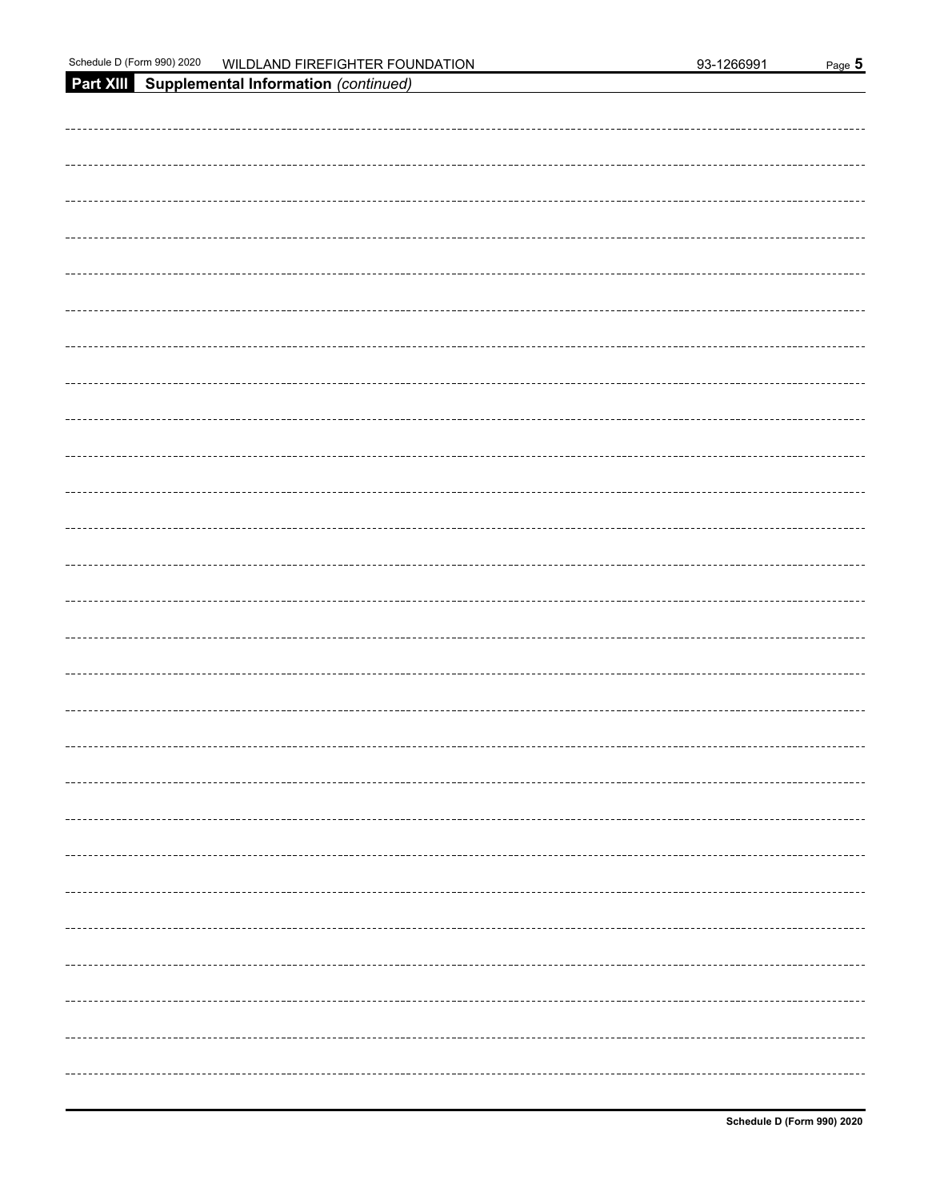**Part XIII Supplemental Information** *(continued)*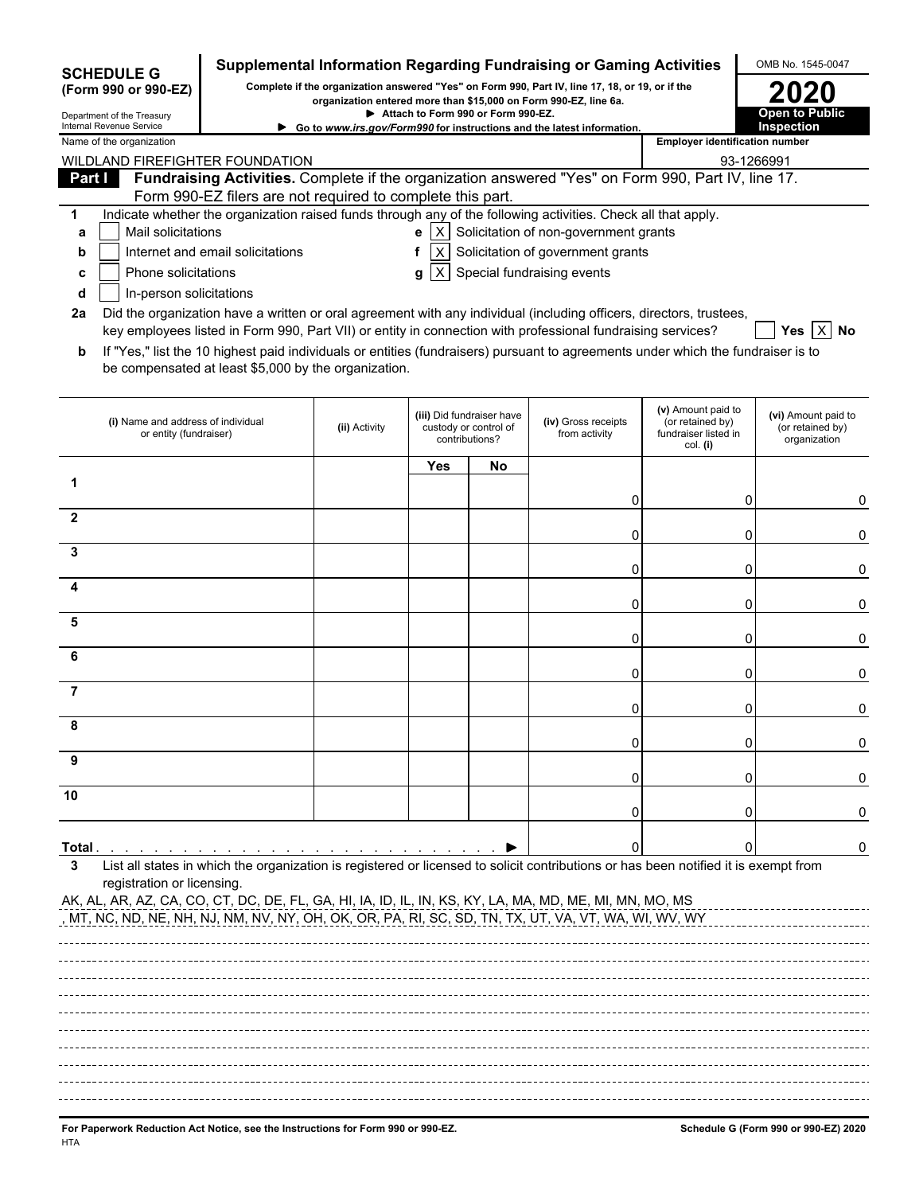**SCHEDULE G (Form 990 or 990-EZ)**

Department of the Treasury
Internal Revenue Service

# Supplemental Information Regarding Fundraising or Gaming Activities

**Complete if the organization answered "Yes" on Form 990, Part IV, line 17, 18, or 19, or if the organization entered more than $15,000 on Form 990-EZ, line 6a.**

▶ **Attach to Form 990 or Form 990-EZ.**

▶ **Go to *www.irs.gov/Form990* for instructions and the latest information.**

OMB No. 1545-0047

**2020**

**Open to Public Inspection**

Name of the organization: WILDLAND FIREFIGHTER FOUNDATION

Employer identification number: 93-1266991

**Part I** **Fundraising Activities.** Complete if the organization answered "Yes" on Form 990, Part IV, line 17. Form 990-EZ filers are not required to complete this part.

**1** Indicate whether the organization raised funds through any of the following activities. Check all that apply.

- **a** [ ] Mail solicitations
- **b** [ ] Internet and email solicitations
- **c** [ ] Phone solicitations
- **d** [ ] In-person solicitations
- **e** [X] Solicitation of non-government grants
- **f** [X] Solicitation of government grants
- **g** [X] Special fundraising events

**2a** Did the organization have a written or oral agreement with any individual (including officers, directors, trustees, key employees listed in Form 990, Part VII) or entity in connection with professional fundraising services? [ ] **Yes** [X] **No**

**b** If "Yes," list the 10 highest paid individuals or entities (fundraisers) pursuant to agreements under which the fundraiser is to be compensated at least $5,000 by the organization.

| | (i) Name and address of individual or entity (fundraiser) | (ii) Activity | (iii) Did fundraiser have custody or control of contributions? Yes | No | (iv) Gross receipts from activity | (v) Amount paid to (or retained by) fundraiser listed in col. (i) | (vi) Amount paid to (or retained by) organization |
|---|---|---|---|---|---|---|---|
| 1 | | | | | 0 | 0 | 0 |
| 2 | | | | | 0 | 0 | 0 |
| 3 | | | | | 0 | 0 | 0 |
| 4 | | | | | 0 | 0 | 0 |
| 5 | | | | | 0 | 0 | 0 |
| 6 | | | | | 0 | 0 | 0 |
| 7 | | | | | 0 | 0 | 0 |
| 8 | | | | | 0 | 0 | 0 |
| 9 | | | | | 0 | 0 | 0 |
| 10 | | | | | 0 | 0 | 0 |
| **Total** ▶ | | | | | 0 | 0 | 0 |

**3** List all states in which the organization is registered or licensed to solicit contributions or has been notified it is exempt from registration or licensing.

AK, AL, AR, AZ, CA, CO, CT, DC, DE, FL, GA, HI, IA, ID, IL, IN, KS, KY, LA, MA, MD, ME, MI, MN, MO, MS
, MT, NC, ND, NE, NH, NJ, NM, NV, NY, OH, OK, OR, PA, RI, SC, SD, TN, TX, UT, VA, VT, WA, WI, WV, WY

**For Paperwork Reduction Act Notice, see the Instructions for Form 990 or 990-EZ.**

HTA

**Schedule G (Form 990 or 990-EZ) 2020**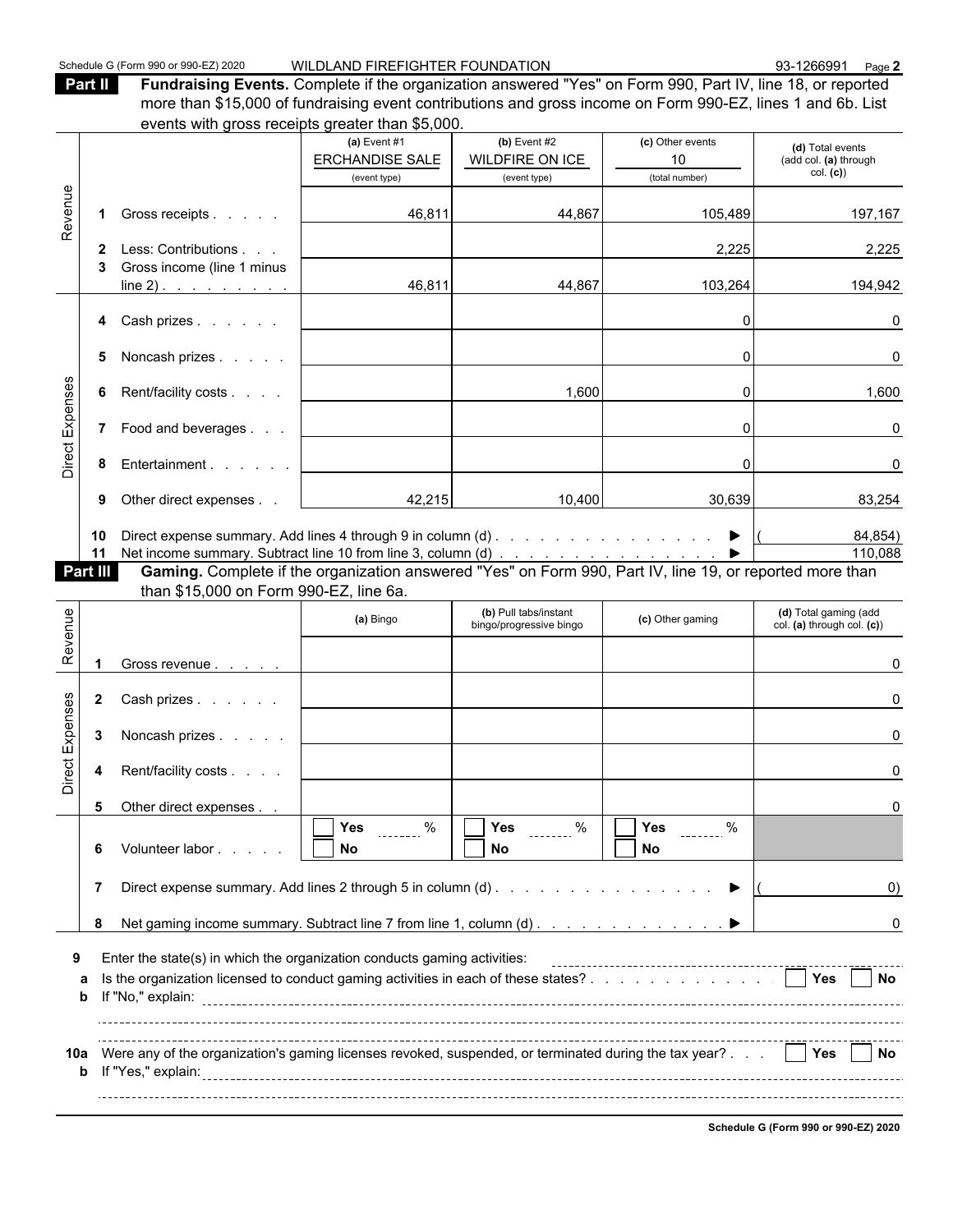Schedule G (Form 990 or 990-EZ) 2020 WILDLAND FIREFIGHTER FOUNDATION 93-1266991

## Part II Fundraising Events.

Complete if the organization answered "Yes" on Form 990, Part IV, line 18, or reported more than $15,000 of fundraising event contributions and gross income on Form 990-EZ, lines 1 and 6b. List events with gross receipts greater than $5,000.

| | | | (a) Event #1 ERCHANDISE SALE (event type) | (b) Event #2 WILDFIRE ON ICE (event type) | (c) Other events 10 (total number) | (d) Total events (add col. (a) through col. (c)) |
|---|---|---|---|---|---|---|
| Revenue | 1 | Gross receipts | 46,811 | 44,867 | 105,489 | 197,167 |
| | 2 | Less: Contributions | | | 2,225 | 2,225 |
| | 3 | Gross income (line 1 minus line 2) | 46,811 | 44,867 | 103,264 | 194,942 |
| Direct Expenses | 4 | Cash prizes | | | 0 | 0 |
| | 5 | Noncash prizes | | | 0 | 0 |
| | 6 | Rent/facility costs | | 1,600 | 0 | 1,600 |
| | 7 | Food and beverages | | | 0 | 0 |
| | 8 | Entertainment | | | 0 | 0 |
| | 9 | Other direct expenses | 42,215 | 10,400 | 30,639 | 83,254 |
| | 10 | Direct expense summary. Add lines 4 through 9 in column (d) | | | | (84,854) |
| | 11 | Net income summary. Subtract line 10 from line 3, column (d) | | | | 110,088 |

## Part III Gaming.

Complete if the organization answered "Yes" on Form 990, Part IV, line 19, or reported more than $15,000 on Form 990-EZ, line 6a.

| | | | (a) Bingo | (b) Pull tabs/instant bingo/progressive bingo | (c) Other gaming | (d) Total gaming (add col. (a) through col. (c)) |
|---|---|---|---|---|---|---|
| Revenue | 1 | Gross revenue | | | | 0 |
| Direct Expenses | 2 | Cash prizes | | | | 0 |
| | 3 | Noncash prizes | | | | 0 |
| | 4 | Rent/facility costs | | | | 0 |
| | 5 | Other direct expenses | | | | 0 |
| | 6 | Volunteer labor | ☐ Yes ____ % ☐ No | ☐ Yes ____ % ☐ No | ☐ Yes ____ % ☐ No | |
| | 7 | Direct expense summary. Add lines 2 through 5 in column (d) | | | | (0) |
| | 8 | Net gaming income summary. Subtract line 7 from line 1, column (d) | | | | 0 |

**9** Enter the state(s) in which the organization conducts gaming activities:

**a** Is the organization licensed to conduct gaming activities in each of these states? ☐ Yes ☐ No

**b** If "No," explain:

**10a** Were any of the organization's gaming licenses revoked, suspended, or terminated during the tax year? ☐ Yes ☐ No

**b** If "Yes," explain:

Schedule G (Form 990 or 990-EZ) 2020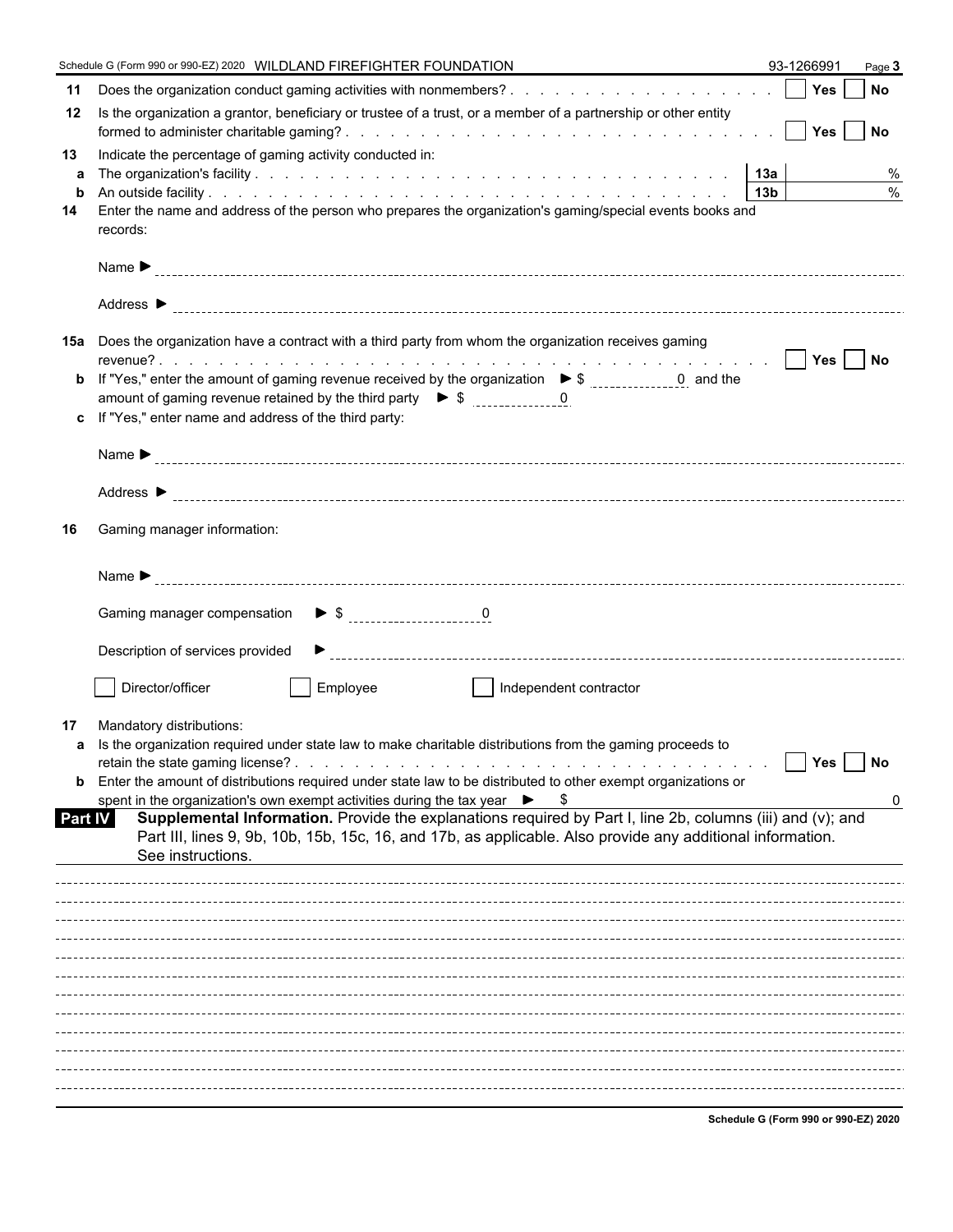Schedule G (Form 990 or 990-EZ) 2020 WILDLAND FIREFIGHTER FOUNDATION 93-1266991 Page **3**

**11** Does the organization conduct gaming activities with nonmembers? . . . . . . . . . . . . . . . . . . ☐ **Yes** ☐ **No**

**12** Is the organization a grantor, beneficiary or trustee of a trust, or a member of a partnership or other entity formed to administer charitable gaming? . . . . . . . . . . . . . . . . . . . . . . . . . . . ☐ **Yes** ☐ **No**

**13** Indicate the percentage of gaming activity conducted in:

**a** The organization's facility . . . . . . . . . . . . . . . . . . . . . . . . . . . . . . **13a** ______ %

**b** An outside facility . . . . . . . . . . . . . . . . . . . . . . . . . . . . . . . . . . **13b** ______ %

**14** Enter the name and address of the person who prepares the organization's gaming/special events books and records:

Name ▶

Address ▶

**15a** Does the organization have a contract with a third party from whom the organization receives gaming revenue? . . . . . . . . . . . . . . . . . . . . . . . . . . . . . . . . . . . . . . . . ☐ **Yes** ☐ **No**

**b** If "Yes," enter the amount of gaming revenue received by the organization ▶ $ 0 and the amount of gaming revenue retained by the third party ▶ $ 0

**c** If "Yes," enter name and address of the third party:

Name ▶

Address ▶

**16** Gaming manager information:

Name ▶

Gaming manager compensation ▶ $ 0

Description of services provided ▶

☐ Director/officer ☐ Employee ☐ Independent contractor

**17** Mandatory distributions:

**a** Is the organization required under state law to make charitable distributions from the gaming proceeds to retain the state gaming license? . . . . . . . . . . . . . . . . . . . . . . . . . . . . . . ☐ **Yes** ☐ **No**

**b** Enter the amount of distributions required under state law to be distributed to other exempt organizations or spent in the organization's own exempt activities during the tax year ▶ $ 0

**Part IV** **Supplemental Information.** Provide the explanations required by Part I, line 2b, columns (iii) and (v); and Part III, lines 9, 9b, 10b, 15b, 15c, 16, and 17b, as applicable. Also provide any additional information. See instructions.

**Schedule G (Form 990 or 990-EZ) 2020**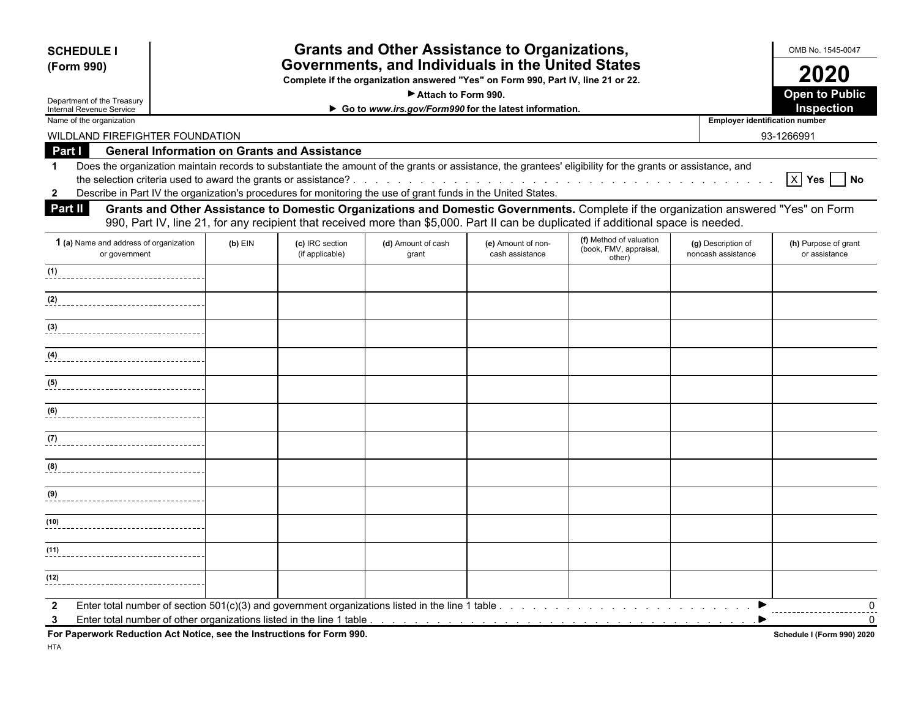**SCHEDULE I**
**(Form 990)**

Department of the Treasury
Internal Revenue Service

# Grants and Other Assistance to Organizations, Governments, and Individuals in the United States

**Complete if the organization answered "Yes" on Form 990, Part IV, line 21 or 22.**
**► Attach to Form 990.**
**► Go to *www.irs.gov/Form990* for the latest information.**

OMB No. 1545-0047
**2020**
**Open to Public Inspection**

Name of the organization: WILDLAND FIREFIGHTER FOUNDATION
Employer identification number: 93-1266991

**Part I — General Information on Grants and Assistance**

1. Does the organization maintain records to substantiate the amount of the grants or assistance, the grantees' eligibility for the grants or assistance, and the selection criteria used to award the grants or assistance? . . . [X] Yes [ ] No
2. Describe in Part IV the organization's procedures for monitoring the use of grant funds in the United States.

**Part II — Grants and Other Assistance to Domestic Organizations and Domestic Governments.** Complete if the organization answered "Yes" on Form 990, Part IV, line 21, for any recipient that received more than $5,000. Part II can be duplicated if additional space is needed.

| 1 (a) Name and address of organization or government | (b) EIN | (c) IRC section (if applicable) | (d) Amount of cash grant | (e) Amount of non-cash assistance | (f) Method of valuation (book, FMV, appraisal, other) | (g) Description of noncash assistance | (h) Purpose of grant or assistance |
|---|---|---|---|---|---|---|---|
| (1) | | | | | | | |
| (2) | | | | | | | |
| (3) | | | | | | | |
| (4) | | | | | | | |
| (5) | | | | | | | |
| (6) | | | | | | | |
| (7) | | | | | | | |
| (8) | | | | | | | |
| (9) | | | | | | | |
| (10) | | | | | | | |
| (11) | | | | | | | |
| (12) | | | | | | | |

2 Enter total number of section 501(c)(3) and government organizations listed in the line 1 table . . . ► 0

3 Enter total number of other organizations listed in the line 1 table . . . ► 0

**For Paperwork Reduction Act Notice, see the Instructions for Form 990.**
HTA
**Schedule I (Form 990) 2020**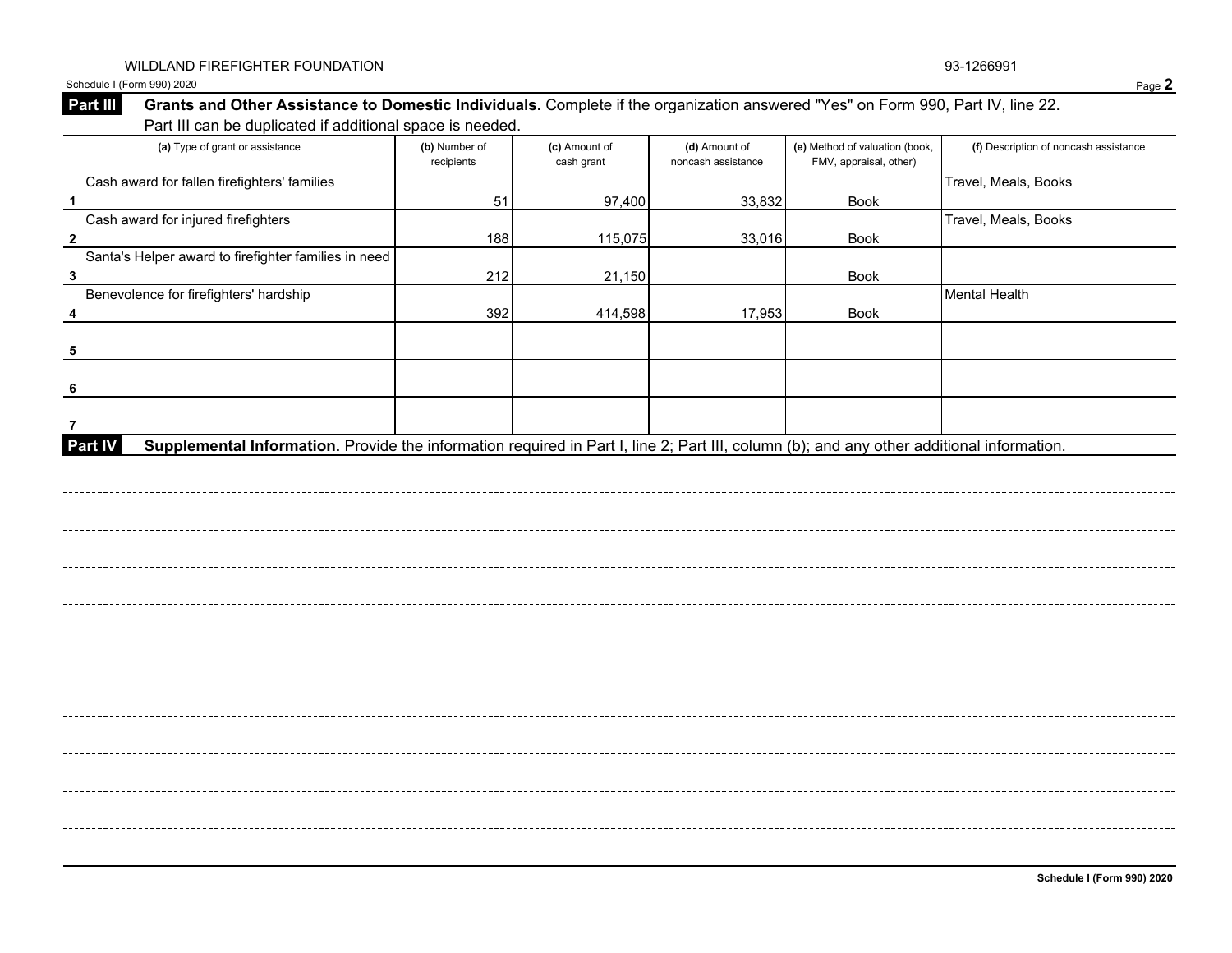WILDLAND FIREFIGHTER FOUNDATION 93-1266991

Schedule I (Form 990) 2020

**Part III** **Grants and Other Assistance to Domestic Individuals.** Complete if the organization answered "Yes" on Form 990, Part IV, line 22. Part III can be duplicated if additional space is needed.

| | (a) Type of grant or assistance | (b) Number of recipients | (c) Amount of cash grant | (d) Amount of noncash assistance | (e) Method of valuation (book, FMV, appraisal, other) | (f) Description of noncash assistance |
|---|---|---|---|---|---|---|
| 1 | Cash award for fallen firefighters' families | 51 | 97,400 | 33,832 | Book | Travel, Meals, Books |
| 2 | Cash award for injured firefighters | 188 | 115,075 | 33,016 | Book | Travel, Meals, Books |
| 3 | Santa's Helper award to firefighter families in need | 212 | 21,150 | | Book | |
| 4 | Benevolence for firefighters' hardship | 392 | 414,598 | 17,953 | Book | Mental Health |
| 5 | | | | | | |
| 6 | | | | | | |
| 7 | | | | | | |

**Part IV** **Supplemental Information.** Provide the information required in Part I, line 2; Part III, column (b); and any other additional information.

Schedule I (Form 990) 2020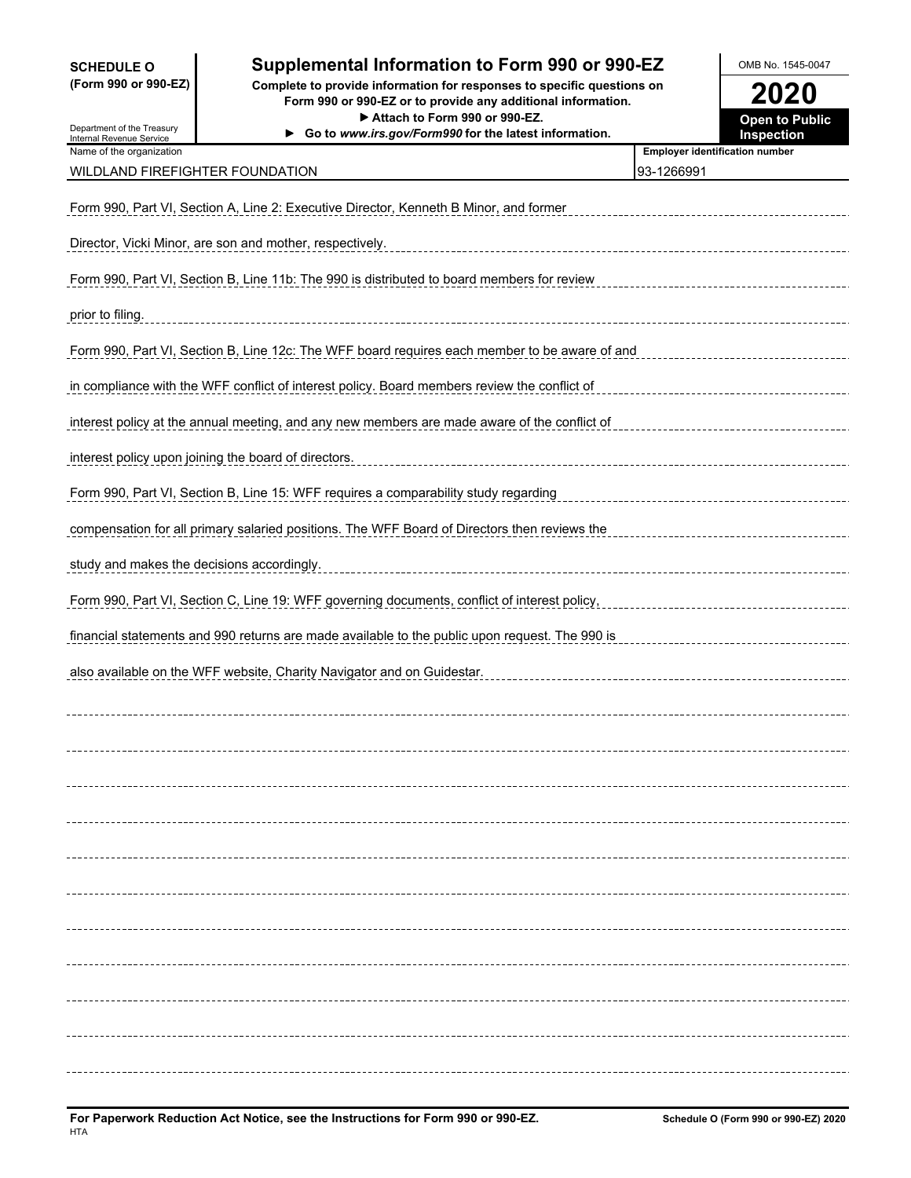**SCHEDULE O (Form 990 or 990-EZ)**

Department of the Treasury
Internal Revenue Service

# Supplemental Information to Form 990 or 990-EZ

**Complete to provide information for responses to specific questions on Form 990 or 990-EZ or to provide any additional information.**
**▶ Attach to Form 990 or 990-EZ.**
**▶ Go to *www.irs.gov/Form990* for the latest information.**

OMB No. 1545-0047

**2020**

**Open to Public Inspection**

| Name of the organization | Employer identification number |
|---|---|
| WILDLAND FIREFIGHTER FOUNDATION | 93-1266991 |

Form 990, Part VI, Section A, Line 2: Executive Director, Kenneth B Minor, and former Director, Vicki Minor, are son and mother, respectively.

Form 990, Part VI, Section B, Line 11b: The 990 is distributed to board members for review prior to filing.

Form 990, Part VI, Section B, Line 12c: The WFF board requires each member to be aware of and in compliance with the WFF conflict of interest policy. Board members review the conflict of interest policy at the annual meeting, and any new members are made aware of the conflict of interest policy upon joining the board of directors.

Form 990, Part VI, Section B, Line 15: WFF requires a comparability study regarding compensation for all primary salaried positions. The WFF Board of Directors then reviews the study and makes the decisions accordingly.

Form 990, Part VI, Section C, Line 19: WFF governing documents, conflict of interest policy, financial statements and 990 returns are made available to the public upon request. The 990 is also available on the WFF website, Charity Navigator and on Guidestar.

**For Paperwork Reduction Act Notice, see the Instructions for Form 990 or 990-EZ.**
HTA

**Schedule O (Form 990 or 990-EZ) 2020**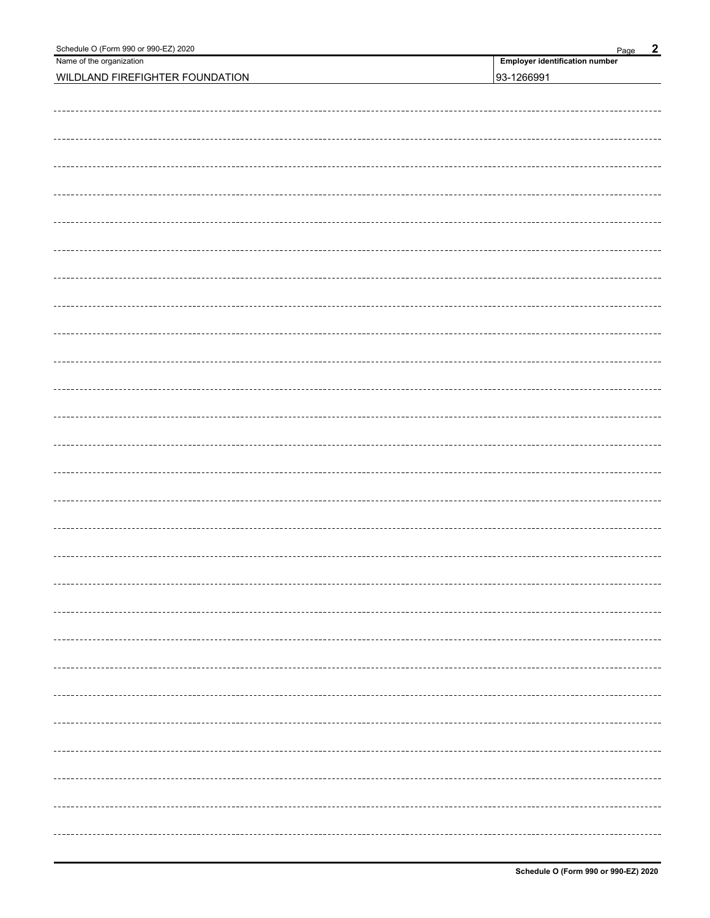Name of the organization: WILDLAND FIREFIGHTER FOUNDATION

Employer identification number: 93-1266991